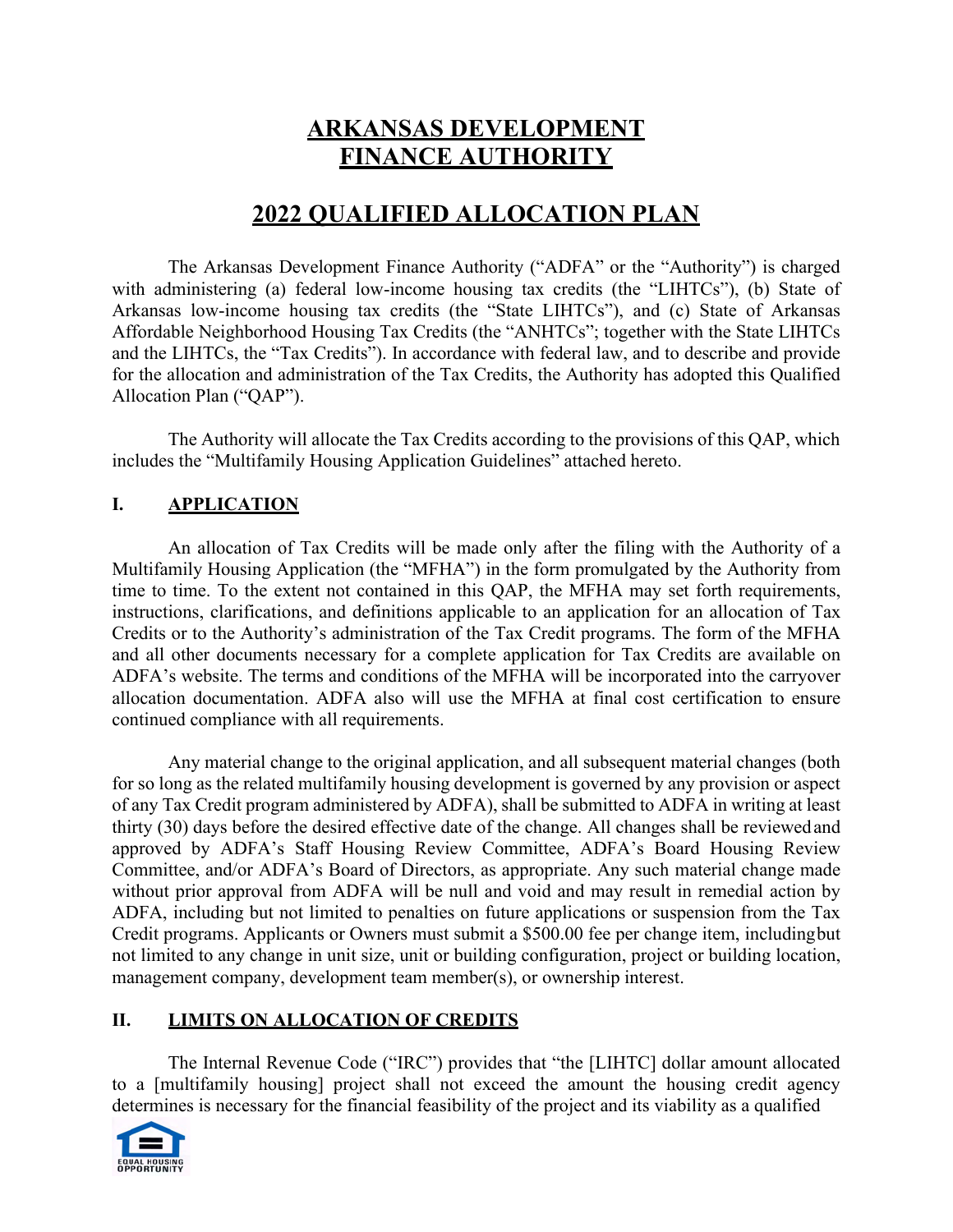# ARKANSAS DEVELOPMENT FINANCE AUTHORITY

## 2022 QUALIFIED ALLOCATION PLAN

The Arkansas Development Finance Authority ("ADFA" or the "Authority") is charged with administering (a) federal low-income housing tax credits (the "LIHTCs"), (b) State of Arkansas low-income housing tax credits (the "State LIHTCs"), and (c) State of Arkansas Affordable Neighborhood Housing Tax Credits (the "ANHTCs"; together with the State LIHTCs and the LIHTCs, the "Tax Credits"). In accordance with federal law, and to describe and provide for the allocation and administration of the Tax Credits, the Authority has adopted this Qualified Allocation Plan ("QAP").

The Authority will allocate the Tax Credits according to the provisions of this QAP, which includes the "Multifamily Housing Application Guidelines" attached hereto.

### I. APPLICATION

An allocation of Tax Credits will be made only after the filing with the Authority of a Multifamily Housing Application (the "MFHA") in the form promulgated by the Authority from time to time. To the extent not contained in this QAP, the MFHA may set forth requirements, instructions, clarifications, and definitions applicable to an application for an allocation of Tax Credits or to the Authority's administration of the Tax Credit programs. The form of the MFHA and all other documents necessary for a complete application for Tax Credits are available on ADFA's website. The terms and conditions of the MFHA will be incorporated into the carryover allocation documentation. ADFA also will use the MFHA at final cost certification to ensure continued compliance with all requirements.

Any material change to the original application, and all subsequent material changes (both for so long as the related multifamily housing development is governed by any provision or aspect of any Tax Credit program administered by ADFA), shall be submitted to ADFA in writing at least thirty (30) days before the desired effective date of the change. All changes shall be reviewed and approved by ADFA's Staff Housing Review Committee, ADFA's Board Housing Review Committee, and/or ADFA's Board of Directors, as appropriate. Any such material change made without prior approval from ADFA will be null and void and may result in remedial action by ADFA, including but not limited to penalties on future applications or suspension from the Tax Credit programs. Applicants or Owners must submit a $500.00 fee per change item, including but not limited to any change in unit size, unit or building configuration, project or building location, management company, development team member(s), or ownership interest.

### II. LIMITS ON ALLOCATION OF CREDITS

The Internal Revenue Code ("IRC") provides that "the [LIHTC] dollar amount allocated to a [multifamily housing] project shall not exceed the amount the housing credit agency determines is necessary for the financial feasibility of the project and its viability as a qualified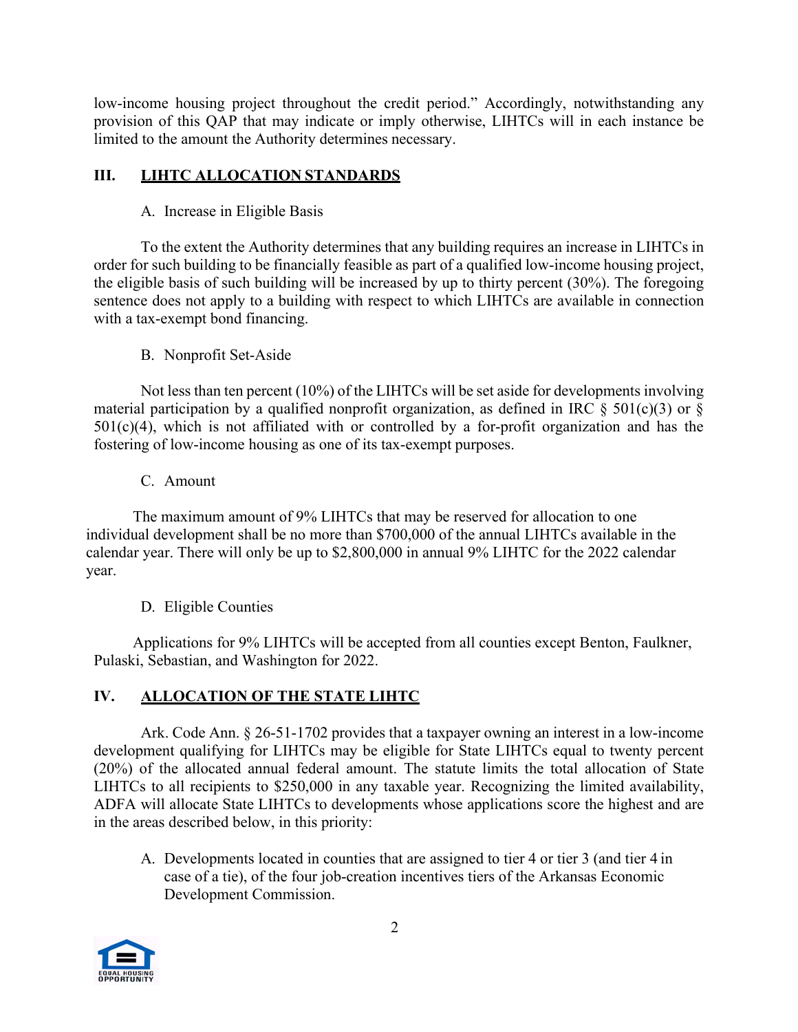low-income housing project throughout the credit period." Accordingly, notwithstanding any provision of this QAP that may indicate or imply otherwise, LIHTCs will in each instance be limited to the amount the Authority determines necessary.

## III. LIHTC ALLOCATION STANDARDS

### A. Increase in Eligible Basis

To the extent the Authority determines that any building requires an increase in LIHTCs in order for such building to be financially feasible as part of a qualified low-income housing project, the eligible basis of such building will be increased by up to thirty percent (30%). The foregoing sentence does not apply to a building with respect to which LIHTCs are available in connection with a tax-exempt bond financing.

### B. Nonprofit Set-Aside

Not less than ten percent (10%) of the LIHTCs will be set aside for developments involving material participation by a qualified nonprofit organization, as defined in IRC § 501(c)(3) or § 501(c)(4), which is not affiliated with or controlled by a for-profit organization and has the fostering of low-income housing as one of its tax-exempt purposes.

### C. Amount

The maximum amount of 9% LIHTCs that may be reserved for allocation to one individual development shall be no more than $700,000 of the annual LIHTCs available in the calendar year. There will only be up to $2,800,000 in annual 9% LIHTC for the 2022 calendar year.

### D. Eligible Counties

Applications for 9% LIHTCs will be accepted from all counties except Benton, Faulkner, Pulaski, Sebastian, and Washington for 2022.

## IV. ALLOCATION OF THE STATE LIHTC

Ark. Code Ann. § 26-51-1702 provides that a taxpayer owning an interest in a low-income development qualifying for LIHTCs may be eligible for State LIHTCs equal to twenty percent (20%) of the allocated annual federal amount. The statute limits the total allocation of State LIHTCs to all recipients to $250,000 in any taxable year. Recognizing the limited availability, ADFA will allocate State LIHTCs to developments whose applications score the highest and are in the areas described below, in this priority:

A. Developments located in counties that are assigned to tier 4 or tier 3 (and tier 4 in case of a tie), of the four job-creation incentives tiers of the Arkansas Economic Development Commission.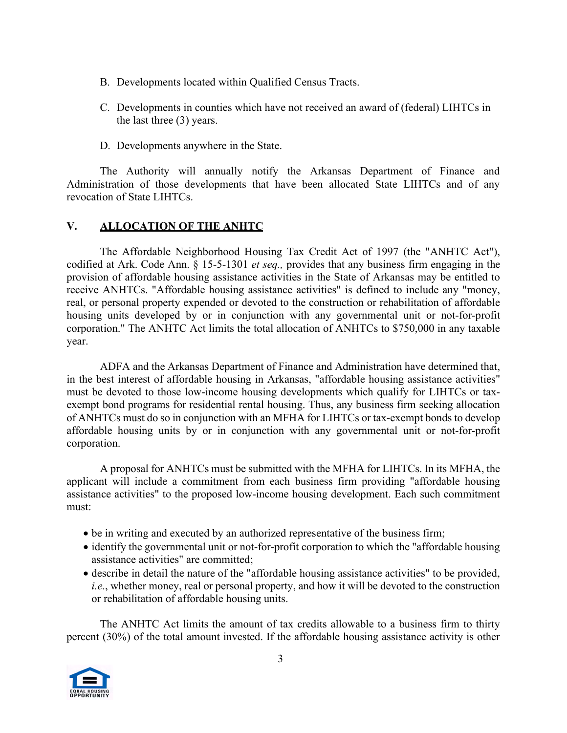B. Developments located within Qualified Census Tracts.

C. Developments in counties which have not received an award of (federal) LIHTCs in the last three (3) years.

D. Developments anywhere in the State.

The Authority will annually notify the Arkansas Department of Finance and Administration of those developments that have been allocated State LIHTCs and of any revocation of State LIHTCs.

## V. <u>ALLOCATION OF THE ANHTC</u>

The Affordable Neighborhood Housing Tax Credit Act of 1997 (the "ANHTC Act"), codified at Ark. Code Ann. § 15-5-1301 *et seq.,* provides that any business firm engaging in the provision of affordable housing assistance activities in the State of Arkansas may be entitled to receive ANHTCs. "Affordable housing assistance activities" is defined to include any "money, real, or personal property expended or devoted to the construction or rehabilitation of affordable housing units developed by or in conjunction with any governmental unit or not-for-profit corporation." The ANHTC Act limits the total allocation of ANHTCs to $750,000 in any taxable year.

ADFA and the Arkansas Department of Finance and Administration have determined that, in the best interest of affordable housing in Arkansas, "affordable housing assistance activities" must be devoted to those low-income housing developments which qualify for LIHTCs or tax-exempt bond programs for residential rental housing. Thus, any business firm seeking allocation of ANHTCs must do so in conjunction with an MFHA for LIHTCs or tax-exempt bonds to develop affordable housing units by or in conjunction with any governmental unit or not-for-profit corporation.

A proposal for ANHTCs must be submitted with the MFHA for LIHTCs. In its MFHA, the applicant will include a commitment from each business firm providing "affordable housing assistance activities" to the proposed low-income housing development. Each such commitment must:

- be in writing and executed by an authorized representative of the business firm;
- identify the governmental unit or not-for-profit corporation to which the "affordable housing assistance activities" are committed;
- describe in detail the nature of the "affordable housing assistance activities" to be provided, *i.e.*, whether money, real or personal property, and how it will be devoted to the construction or rehabilitation of affordable housing units.

The ANHTC Act limits the amount of tax credits allowable to a business firm to thirty percent (30%) of the total amount invested. If the affordable housing assistance activity is other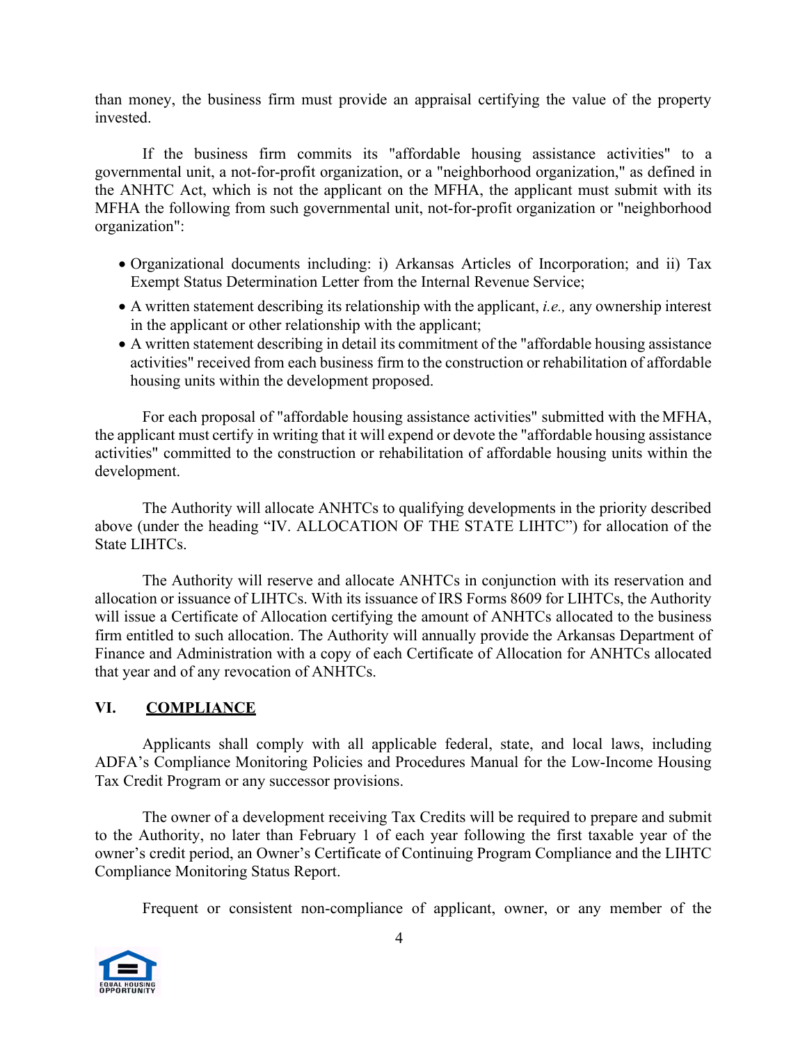than money, the business firm must provide an appraisal certifying the value of the property invested.

If the business firm commits its "affordable housing assistance activities" to a governmental unit, a not-for-profit organization, or a "neighborhood organization," as defined in the ANHTC Act, which is not the applicant on the MFHA, the applicant must submit with its MFHA the following from such governmental unit, not-for-profit organization or "neighborhood organization":

- Organizational documents including: i) Arkansas Articles of Incorporation; and ii) Tax Exempt Status Determination Letter from the Internal Revenue Service;
- A written statement describing its relationship with the applicant, *i.e.,* any ownership interest in the applicant or other relationship with the applicant;
- A written statement describing in detail its commitment of the "affordable housing assistance activities" received from each business firm to the construction or rehabilitation of affordable housing units within the development proposed.

For each proposal of "affordable housing assistance activities" submitted with the MFHA, the applicant must certify in writing that it will expend or devote the "affordable housing assistance activities" committed to the construction or rehabilitation of affordable housing units within the development.

The Authority will allocate ANHTCs to qualifying developments in the priority described above (under the heading "IV. ALLOCATION OF THE STATE LIHTC") for allocation of the State LIHTCs.

The Authority will reserve and allocate ANHTCs in conjunction with its reservation and allocation or issuance of LIHTCs. With its issuance of IRS Forms 8609 for LIHTCs, the Authority will issue a Certificate of Allocation certifying the amount of ANHTCs allocated to the business firm entitled to such allocation. The Authority will annually provide the Arkansas Department of Finance and Administration with a copy of each Certificate of Allocation for ANHTCs allocated that year and of any revocation of ANHTCs.

## VI. COMPLIANCE

Applicants shall comply with all applicable federal, state, and local laws, including ADFA's Compliance Monitoring Policies and Procedures Manual for the Low-Income Housing Tax Credit Program or any successor provisions.

The owner of a development receiving Tax Credits will be required to prepare and submit to the Authority, no later than February 1 of each year following the first taxable year of the owner's credit period, an Owner's Certificate of Continuing Program Compliance and the LIHTC Compliance Monitoring Status Report.

Frequent or consistent non-compliance of applicant, owner, or any member of the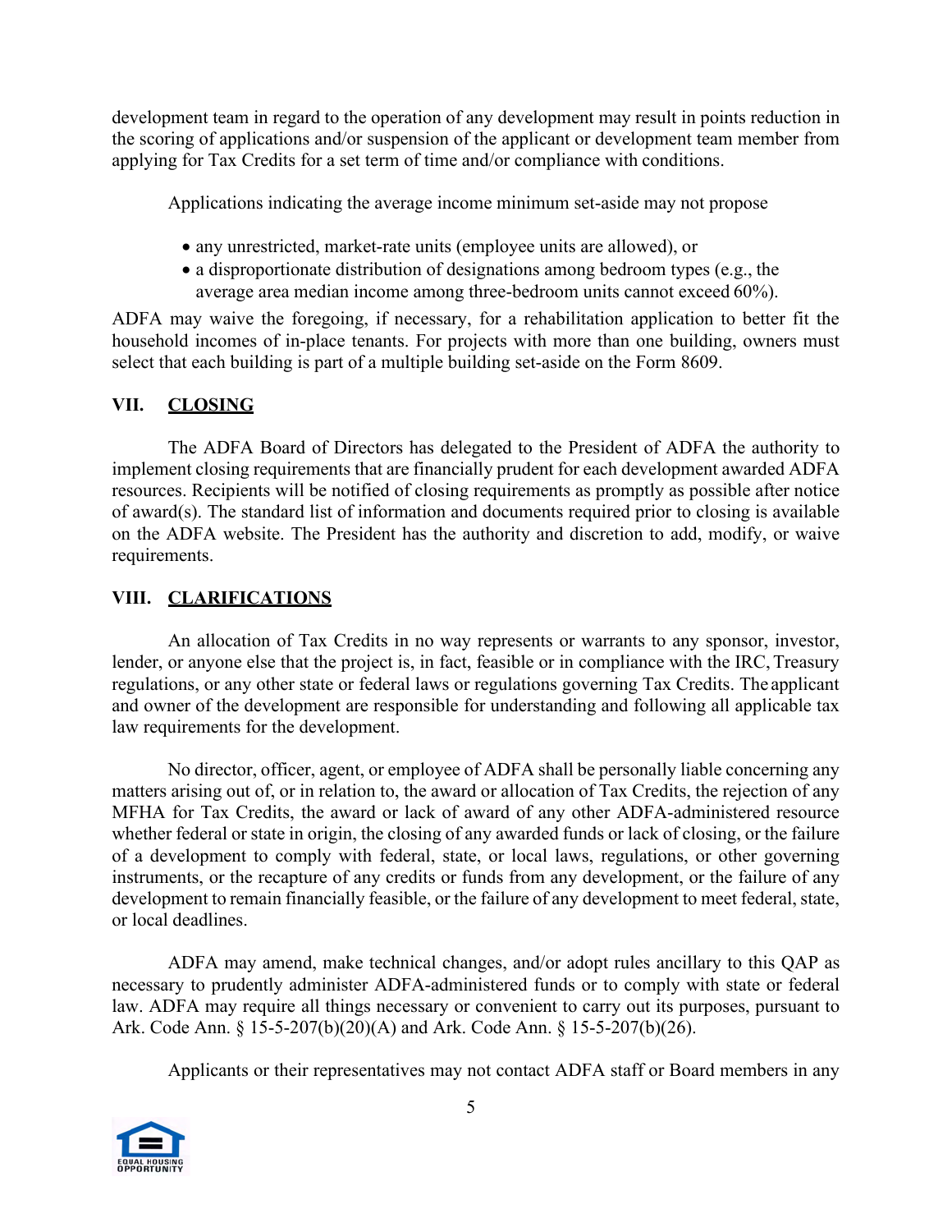development team in regard to the operation of any development may result in points reduction in the scoring of applications and/or suspension of the applicant or development team member from applying for Tax Credits for a set term of time and/or compliance with conditions.

Applications indicating the average income minimum set-aside may not propose

- any unrestricted, market-rate units (employee units are allowed), or
- a disproportionate distribution of designations among bedroom types (e.g., the average area median income among three-bedroom units cannot exceed 60%).

ADFA may waive the foregoing, if necessary, for a rehabilitation application to better fit the household incomes of in-place tenants. For projects with more than one building, owners must select that each building is part of a multiple building set-aside on the Form 8609.

## VII. CLOSING

The ADFA Board of Directors has delegated to the President of ADFA the authority to implement closing requirements that are financially prudent for each development awarded ADFA resources. Recipients will be notified of closing requirements as promptly as possible after notice of award(s). The standard list of information and documents required prior to closing is available on the ADFA website. The President has the authority and discretion to add, modify, or waive requirements.

## VIII. CLARIFICATIONS

An allocation of Tax Credits in no way represents or warrants to any sponsor, investor, lender, or anyone else that the project is, in fact, feasible or in compliance with the IRC, Treasury regulations, or any other state or federal laws or regulations governing Tax Credits. The applicant and owner of the development are responsible for understanding and following all applicable tax law requirements for the development.

No director, officer, agent, or employee of ADFA shall be personally liable concerning any matters arising out of, or in relation to, the award or allocation of Tax Credits, the rejection of any MFHA for Tax Credits, the award or lack of award of any other ADFA-administered resource whether federal or state in origin, the closing of any awarded funds or lack of closing, or the failure of a development to comply with federal, state, or local laws, regulations, or other governing instruments, or the recapture of any credits or funds from any development, or the failure of any development to remain financially feasible, or the failure of any development to meet federal, state, or local deadlines.

ADFA may amend, make technical changes, and/or adopt rules ancillary to this QAP as necessary to prudently administer ADFA-administered funds or to comply with state or federal law. ADFA may require all things necessary or convenient to carry out its purposes, pursuant to Ark. Code Ann. § 15-5-207(b)(20)(A) and Ark. Code Ann. § 15-5-207(b)(26).

Applicants or their representatives may not contact ADFA staff or Board members in any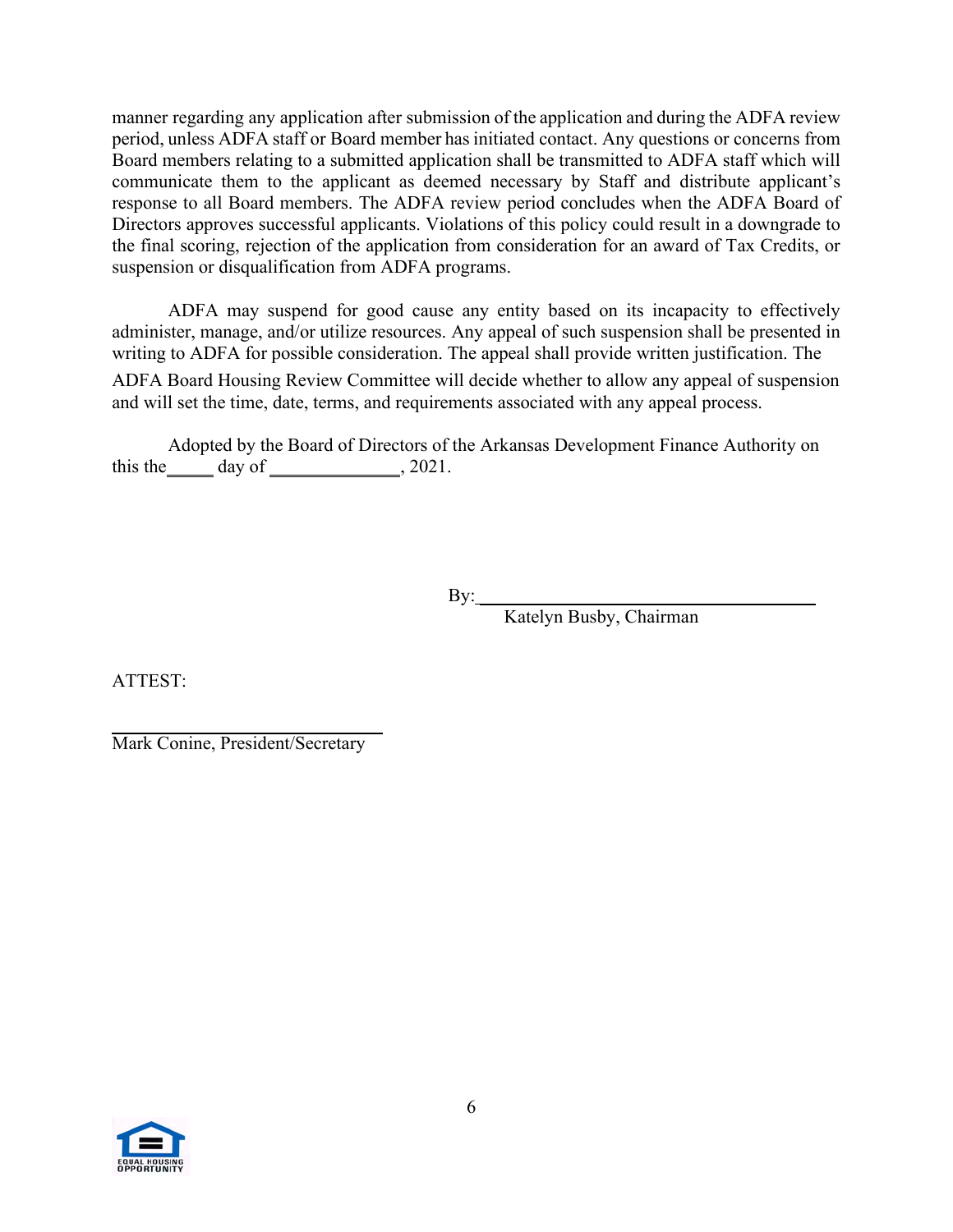manner regarding any application after submission of the application and during the ADFA review period, unless ADFA staff or Board member has initiated contact. Any questions or concerns from Board members relating to a submitted application shall be transmitted to ADFA staff which will communicate them to the applicant as deemed necessary by Staff and distribute applicant's response to all Board members. The ADFA review period concludes when the ADFA Board of Directors approves successful applicants. Violations of this policy could result in a downgrade to the final scoring, rejection of the application from consideration for an award of Tax Credits, or suspension or disqualification from ADFA programs.

ADFA may suspend for good cause any entity based on its incapacity to effectively administer, manage, and/or utilize resources. Any appeal of such suspension shall be presented in writing to ADFA for possible consideration. The appeal shall provide written justification. The ADFA Board Housing Review Committee will decide whether to allow any appeal of suspension and will set the time, date, terms, and requirements associated with any appeal process.

Adopted by the Board of Directors of the Arkansas Development Finance Authority on this the_____ day of ______________, 2021.

By:______________________________________
Katelyn Busby, Chairman

ATTEST:

______________________________
Mark Conine, President/Secretary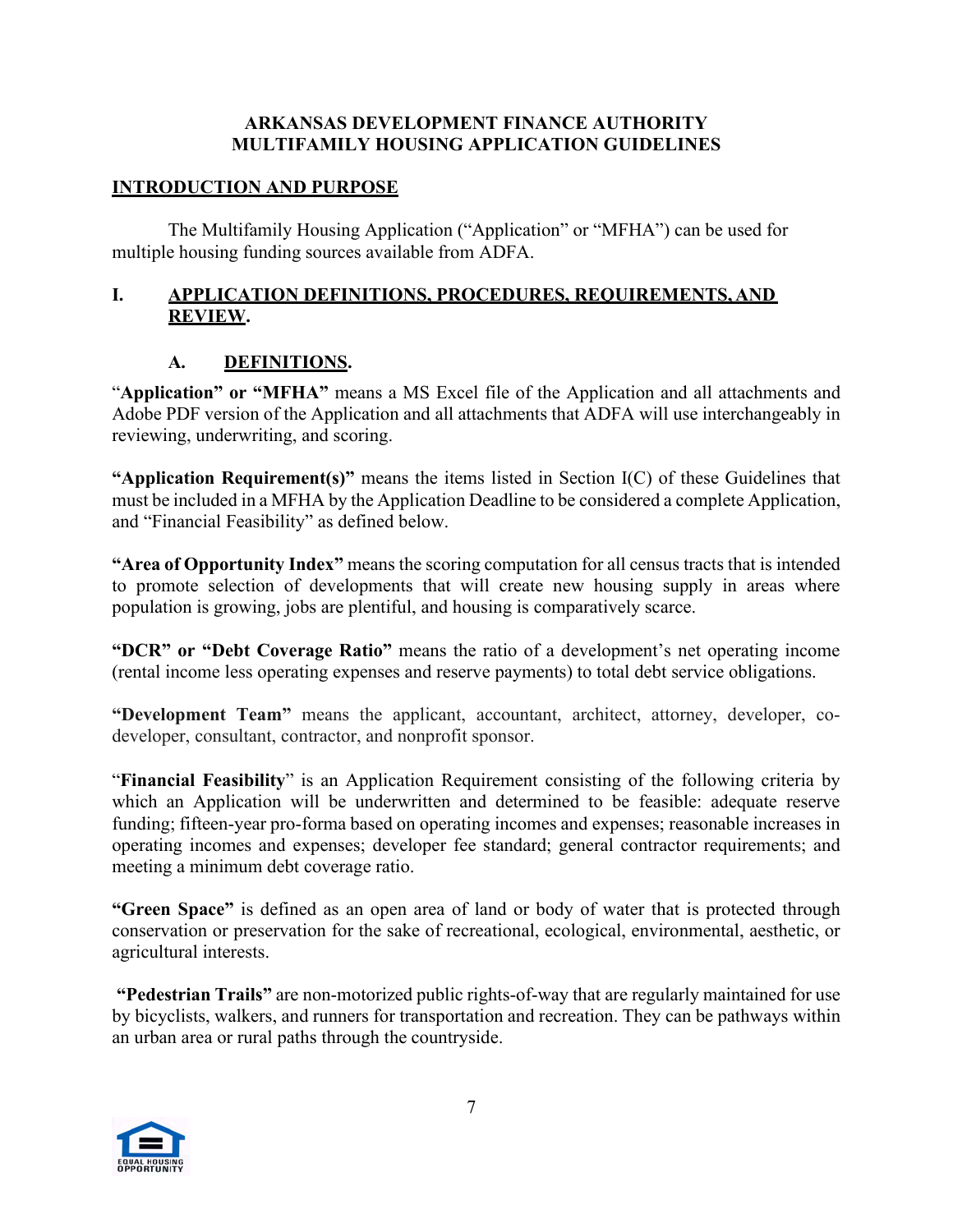**ARKANSAS DEVELOPMENT FINANCE AUTHORITY**
**MULTIFAMILY HOUSING APPLICATION GUIDELINES**

## INTRODUCTION AND PURPOSE

The Multifamily Housing Application ("Application" or "MFHA") can be used for multiple housing funding sources available from ADFA.

## I. APPLICATION DEFINITIONS, PROCEDURES, REQUIREMENTS, AND REVIEW.

### A. DEFINITIONS.

"**Application" or "MFHA"** means a MS Excel file of the Application and all attachments and Adobe PDF version of the Application and all attachments that ADFA will use interchangeably in reviewing, underwriting, and scoring.

**"Application Requirement(s)"** means the items listed in Section I(C) of these Guidelines that must be included in a MFHA by the Application Deadline to be considered a complete Application, and "Financial Feasibility" as defined below.

**"Area of Opportunity Index"** means the scoring computation for all census tracts that is intended to promote selection of developments that will create new housing supply in areas where population is growing, jobs are plentiful, and housing is comparatively scarce.

**"DCR" or "Debt Coverage Ratio"** means the ratio of a development's net operating income (rental income less operating expenses and reserve payments) to total debt service obligations.

**"Development Team"** means the applicant, accountant, architect, attorney, developer, co-developer, consultant, contractor, and nonprofit sponsor.

"**Financial Feasibility**" is an Application Requirement consisting of the following criteria by which an Application will be underwritten and determined to be feasible: adequate reserve funding; fifteen-year pro-forma based on operating incomes and expenses; reasonable increases in operating incomes and expenses; developer fee standard; general contractor requirements; and meeting a minimum debt coverage ratio.

**"Green Space"** is defined as an open area of land or body of water that is protected through conservation or preservation for the sake of recreational, ecological, environmental, aesthetic, or agricultural interests.

**"Pedestrian Trails"** are non-motorized public rights-of-way that are regularly maintained for use by bicyclists, walkers, and runners for transportation and recreation. They can be pathways within an urban area or rural paths through the countryside.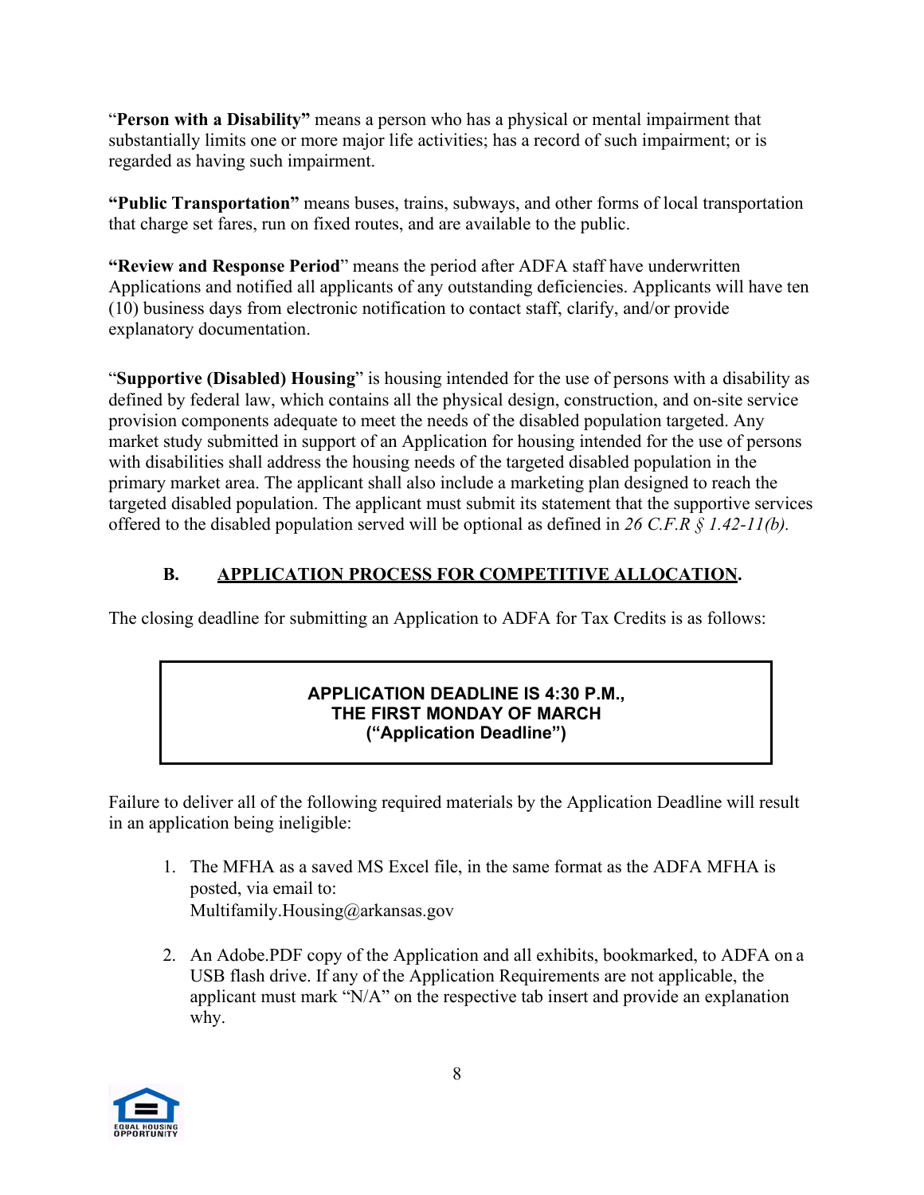"**Person with a Disability"** means a person who has a physical or mental impairment that substantially limits one or more major life activities; has a record of such impairment; or is regarded as having such impairment.

**"Public Transportation"** means buses, trains, subways, and other forms of local transportation that charge set fares, run on fixed routes, and are available to the public.

**"Review and Response Period**" means the period after ADFA staff have underwritten Applications and notified all applicants of any outstanding deficiencies. Applicants will have ten (10) business days from electronic notification to contact staff, clarify, and/or provide explanatory documentation.

"**Supportive (Disabled) Housing**" is housing intended for the use of persons with a disability as defined by federal law, which contains all the physical design, construction, and on-site service provision components adequate to meet the needs of the disabled population targeted. Any market study submitted in support of an Application for housing intended for the use of persons with disabilities shall address the housing needs of the targeted disabled population in the primary market area. The applicant shall also include a marketing plan designed to reach the targeted disabled population. The applicant must submit its statement that the supportive services offered to the disabled population served will be optional as defined in *26 C.F.R § 1.42-11(b).*

## B. APPLICATION PROCESS FOR COMPETITIVE ALLOCATION.

The closing deadline for submitting an Application to ADFA for Tax Credits is as follows:

**APPLICATION DEADLINE IS 4:30 P.M.,**
**THE FIRST MONDAY OF MARCH**
**("Application Deadline")**

Failure to deliver all of the following required materials by the Application Deadline will result in an application being ineligible:

1. The MFHA as a saved MS Excel file, in the same format as the ADFA MFHA is posted, via email to: Multifamily.Housing@arkansas.gov

2. An Adobe.PDF copy of the Application and all exhibits, bookmarked, to ADFA on a USB flash drive. If any of the Application Requirements are not applicable, the applicant must mark "N/A" on the respective tab insert and provide an explanation why.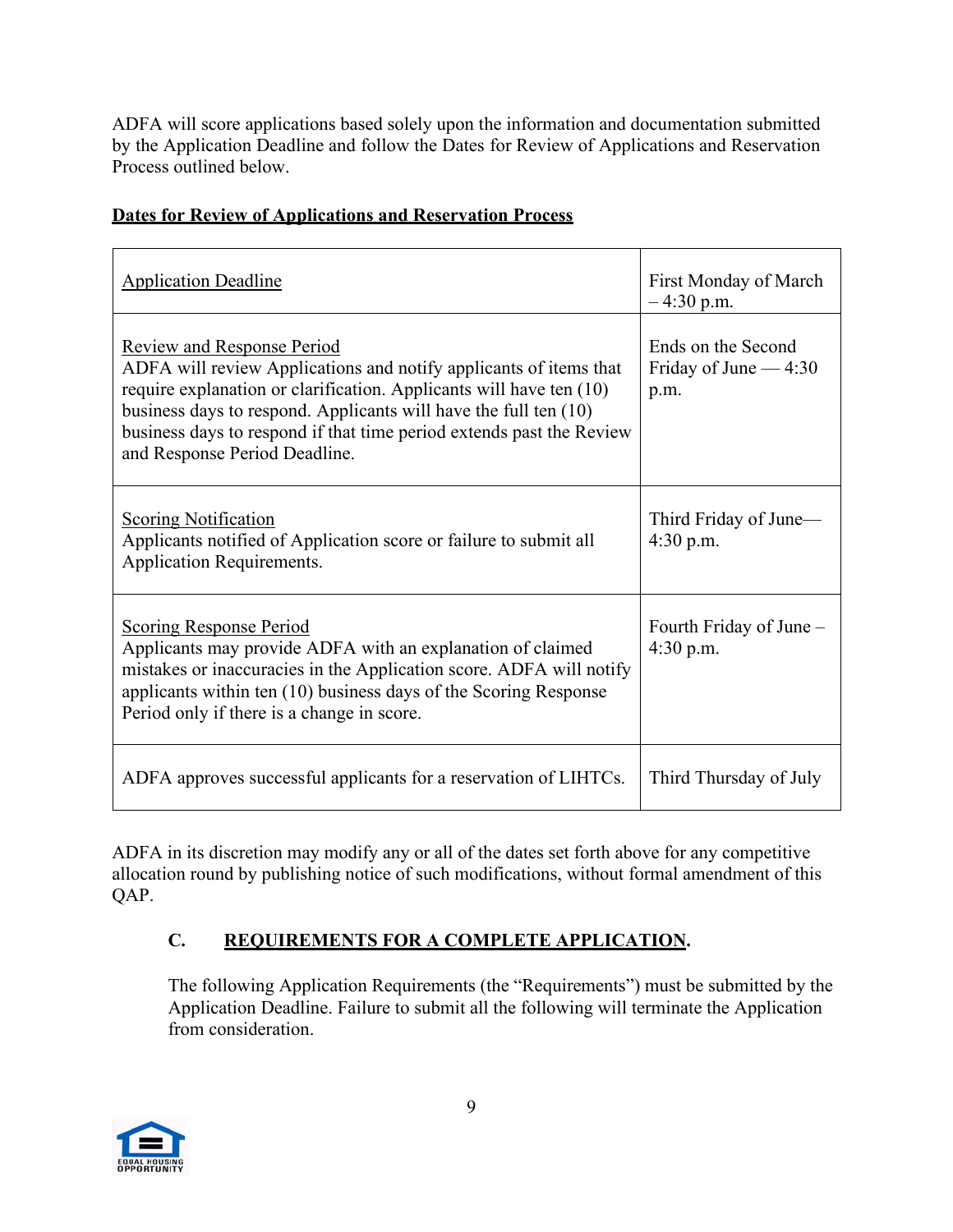ADFA will score applications based solely upon the information and documentation submitted by the Application Deadline and follow the Dates for Review of Applications and Reservation Process outlined below.

**Dates for Review of Applications and Reservation Process**

| | |
|---|---|
| Application Deadline | First Monday of March – 4:30 p.m. |
| Review and Response Period<br>ADFA will review Applications and notify applicants of items that require explanation or clarification. Applicants will have ten (10) business days to respond. Applicants will have the full ten (10) business days to respond if that time period extends past the Review and Response Period Deadline. | Ends on the Second Friday of June — 4:30 p.m. |
| Scoring Notification<br>Applicants notified of Application score or failure to submit all Application Requirements. | Third Friday of June— 4:30 p.m. |
| Scoring Response Period<br>Applicants may provide ADFA with an explanation of claimed mistakes or inaccuracies in the Application score. ADFA will notify applicants within ten (10) business days of the Scoring Response Period only if there is a change in score. | Fourth Friday of June – 4:30 p.m. |
| ADFA approves successful applicants for a reservation of LIHTCs. | Third Thursday of July |

ADFA in its discretion may modify any or all of the dates set forth above for any competitive allocation round by publishing notice of such modifications, without formal amendment of this QAP.

### C. REQUIREMENTS FOR A COMPLETE APPLICATION.

The following Application Requirements (the "Requirements") must be submitted by the Application Deadline. Failure to submit all the following will terminate the Application from consideration.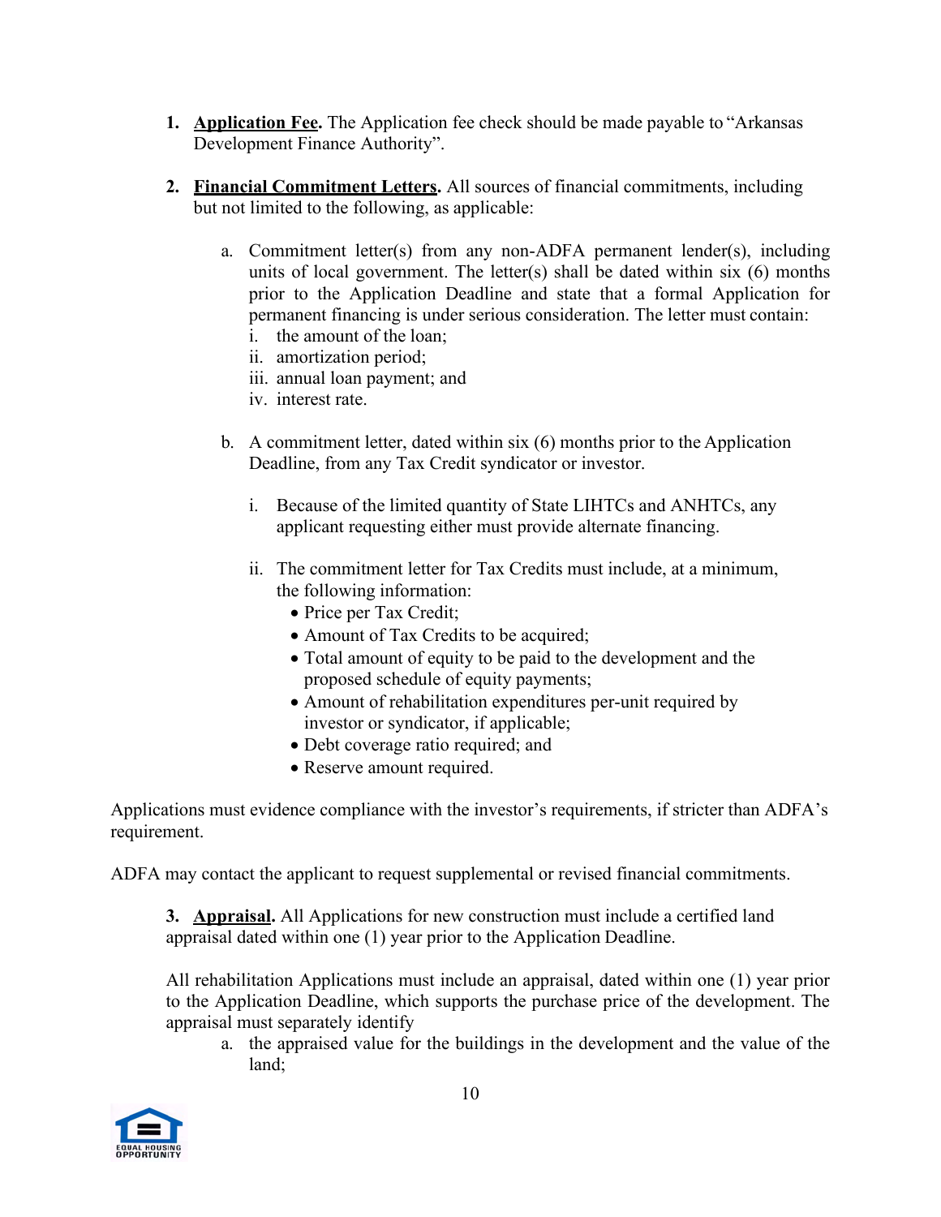1. **Application Fee.** The Application fee check should be made payable to "Arkansas Development Finance Authority".

2. **Financial Commitment Letters.** All sources of financial commitments, including but not limited to the following, as applicable:

   a. Commitment letter(s) from any non-ADFA permanent lender(s), including units of local government. The letter(s) shall be dated within six (6) months prior to the Application Deadline and state that a formal Application for permanent financing is under serious consideration. The letter must contain:
      i. the amount of the loan;
      ii. amortization period;
      iii. annual loan payment; and
      iv. interest rate.

   b. A commitment letter, dated within six (6) months prior to the Application Deadline, from any Tax Credit syndicator or investor.

      i. Because of the limited quantity of State LIHTCs and ANHTCs, any applicant requesting either must provide alternate financing.

      ii. The commitment letter for Tax Credits must include, at a minimum, the following information:
         - Price per Tax Credit;
         - Amount of Tax Credits to be acquired;
         - Total amount of equity to be paid to the development and the proposed schedule of equity payments;
         - Amount of rehabilitation expenditures per-unit required by investor or syndicator, if applicable;
         - Debt coverage ratio required; and
         - Reserve amount required.

Applications must evidence compliance with the investor's requirements, if stricter than ADFA's requirement.

ADFA may contact the applicant to request supplemental or revised financial commitments.

3. **Appraisal.** All Applications for new construction must include a certified land appraisal dated within one (1) year prior to the Application Deadline.

All rehabilitation Applications must include an appraisal, dated within one (1) year prior to the Application Deadline, which supports the purchase price of the development. The appraisal must separately identify

   a. the appraised value for the buildings in the development and the value of the land;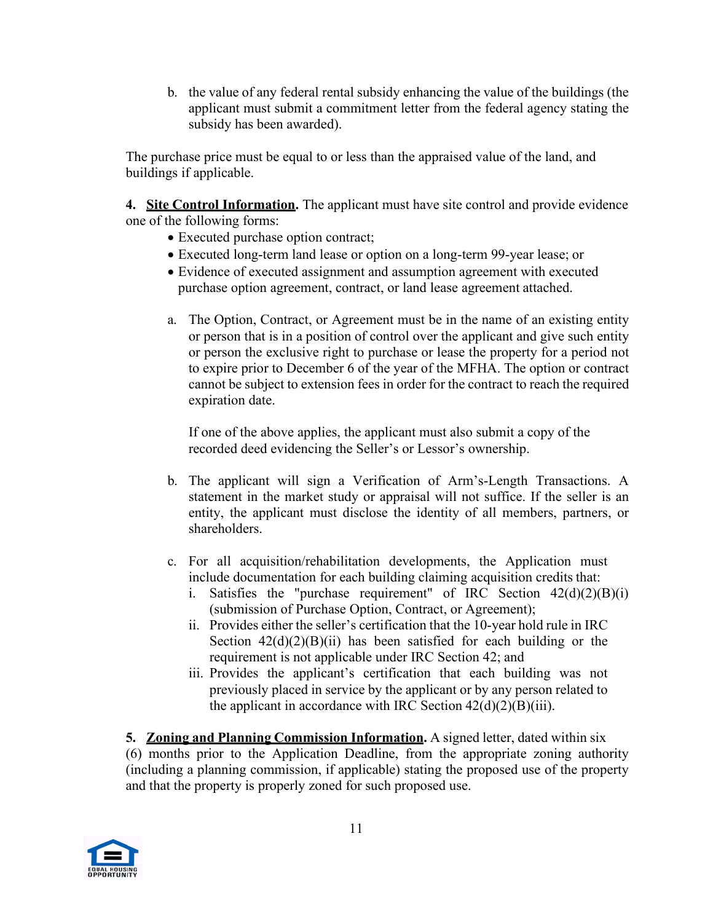b. the value of any federal rental subsidy enhancing the value of the buildings (the applicant must submit a commitment letter from the federal agency stating the subsidy has been awarded).

The purchase price must be equal to or less than the appraised value of the land, and buildings if applicable.

**4. <u>Site Control Information</u>.** The applicant must have site control and provide evidence one of the following forms:

- Executed purchase option contract;
- Executed long-term land lease or option on a long-term 99-year lease; or
- Evidence of executed assignment and assumption agreement with executed purchase option agreement, contract, or land lease agreement attached.

a. The Option, Contract, or Agreement must be in the name of an existing entity or person that is in a position of control over the applicant and give such entity or person the exclusive right to purchase or lease the property for a period not to expire prior to December 6 of the year of the MFHA. The option or contract cannot be subject to extension fees in order for the contract to reach the required expiration date.

   If one of the above applies, the applicant must also submit a copy of the recorded deed evidencing the Seller's or Lessor's ownership.

b. The applicant will sign a Verification of Arm's-Length Transactions. A statement in the market study or appraisal will not suffice. If the seller is an entity, the applicant must disclose the identity of all members, partners, or shareholders.

c. For all acquisition/rehabilitation developments, the Application must include documentation for each building claiming acquisition credits that:
   1. Satisfies the "purchase requirement" of IRC Section 42(d)(2)(B)(i) (submission of Purchase Option, Contract, or Agreement);
   2. Provides either the seller's certification that the 10-year hold rule in IRC Section 42(d)(2)(B)(ii) has been satisfied for each building or the requirement is not applicable under IRC Section 42; and
   3. Provides the applicant's certification that each building was not previously placed in service by the applicant or by any person related to the applicant in accordance with IRC Section 42(d)(2)(B)(iii).

**5. <u>Zoning and Planning Commission Information</u>.** A signed letter, dated within six (6) months prior to the Application Deadline, from the appropriate zoning authority (including a planning commission, if applicable) stating the proposed use of the property and that the property is properly zoned for such proposed use.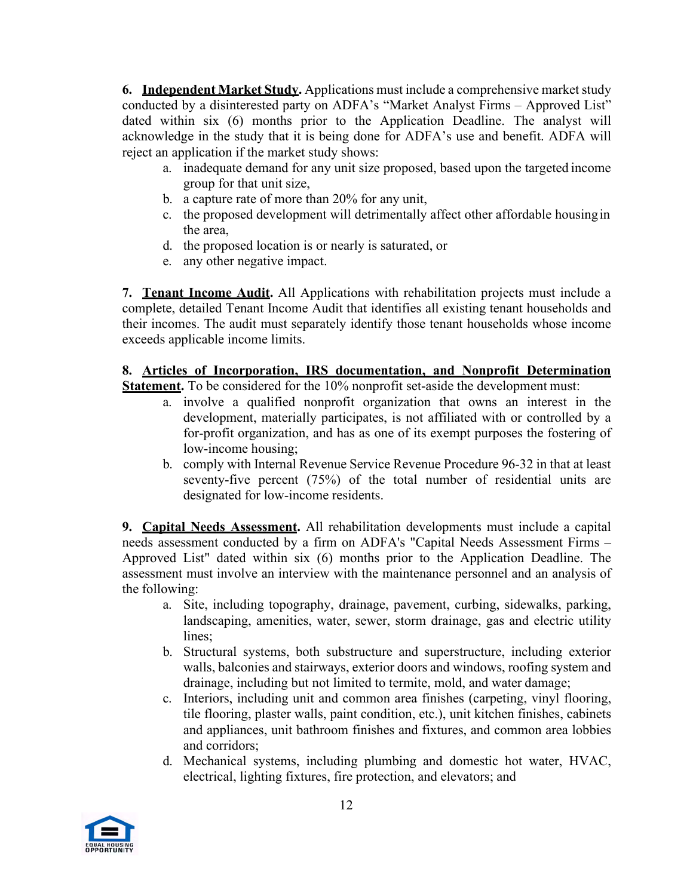**6. <u>Independent Market Study</u>.** Applications must include a comprehensive market study conducted by a disinterested party on ADFA's "Market Analyst Firms – Approved List" dated within six (6) months prior to the Application Deadline. The analyst will acknowledge in the study that it is being done for ADFA's use and benefit. ADFA will reject an application if the market study shows:

a. inadequate demand for any unit size proposed, based upon the targeted income group for that unit size,
b. a capture rate of more than 20% for any unit,
c. the proposed development will detrimentally affect other affordable housing in the area,
d. the proposed location is or nearly is saturated, or
e. any other negative impact.

**7. <u>Tenant Income Audit</u>.** All Applications with rehabilitation projects must include a complete, detailed Tenant Income Audit that identifies all existing tenant households and their incomes. The audit must separately identify those tenant households whose income exceeds applicable income limits.

**8. <u>Articles of Incorporation, IRS documentation, and Nonprofit Determination Statement</u>.** To be considered for the 10% nonprofit set-aside the development must:

a. involve a qualified nonprofit organization that owns an interest in the development, materially participates, is not affiliated with or controlled by a for-profit organization, and has as one of its exempt purposes the fostering of low-income housing;
b. comply with Internal Revenue Service Revenue Procedure 96-32 in that at least seventy-five percent (75%) of the total number of residential units are designated for low-income residents.

**9. <u>Capital Needs Assessment</u>.** All rehabilitation developments must include a capital needs assessment conducted by a firm on ADFA's "Capital Needs Assessment Firms – Approved List" dated within six (6) months prior to the Application Deadline. The assessment must involve an interview with the maintenance personnel and an analysis of the following:

a. Site, including topography, drainage, pavement, curbing, sidewalks, parking, landscaping, amenities, water, sewer, storm drainage, gas and electric utility lines;
b. Structural systems, both substructure and superstructure, including exterior walls, balconies and stairways, exterior doors and windows, roofing system and drainage, including but not limited to termite, mold, and water damage;
c. Interiors, including unit and common area finishes (carpeting, vinyl flooring, tile flooring, plaster walls, paint condition, etc.), unit kitchen finishes, cabinets and appliances, unit bathroom finishes and fixtures, and common area lobbies and corridors;
d. Mechanical systems, including plumbing and domestic hot water, HVAC, electrical, lighting fixtures, fire protection, and elevators; and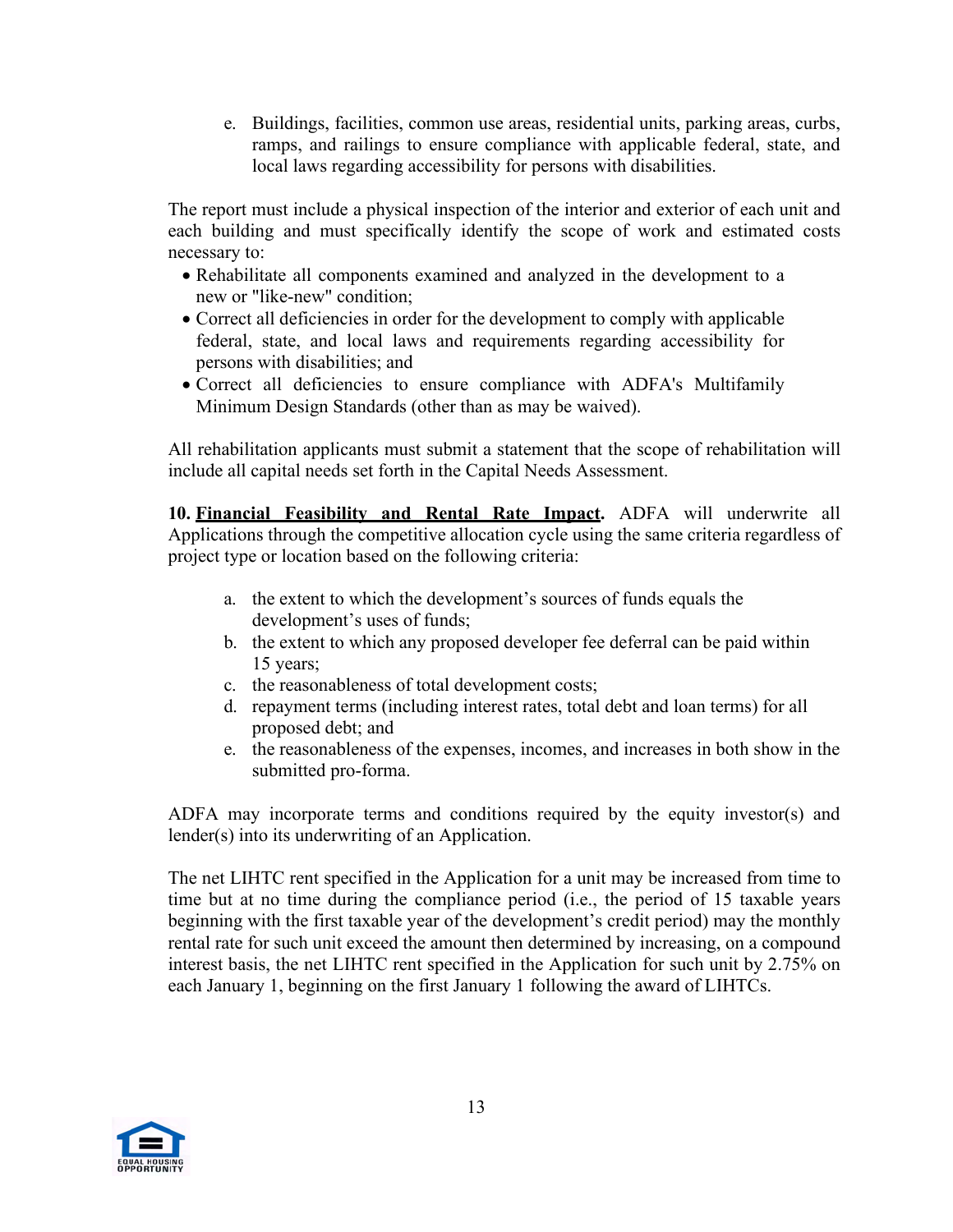e. Buildings, facilities, common use areas, residential units, parking areas, curbs, ramps, and railings to ensure compliance with applicable federal, state, and local laws regarding accessibility for persons with disabilities.

The report must include a physical inspection of the interior and exterior of each unit and each building and must specifically identify the scope of work and estimated costs necessary to:

- Rehabilitate all components examined and analyzed in the development to a new or "like-new" condition;
- Correct all deficiencies in order for the development to comply with applicable federal, state, and local laws and requirements regarding accessibility for persons with disabilities; and
- Correct all deficiencies to ensure compliance with ADFA's Multifamily Minimum Design Standards (other than as may be waived).

All rehabilitation applicants must submit a statement that the scope of rehabilitation will include all capital needs set forth in the Capital Needs Assessment.

**10. <u>Financial Feasibility and Rental Rate Impact</u>.** ADFA will underwrite all Applications through the competitive allocation cycle using the same criteria regardless of project type or location based on the following criteria:

a. the extent to which the development's sources of funds equals the development's uses of funds;
b. the extent to which any proposed developer fee deferral can be paid within 15 years;
c. the reasonableness of total development costs;
d. repayment terms (including interest rates, total debt and loan terms) for all proposed debt; and
e. the reasonableness of the expenses, incomes, and increases in both show in the submitted pro-forma.

ADFA may incorporate terms and conditions required by the equity investor(s) and lender(s) into its underwriting of an Application.

The net LIHTC rent specified in the Application for a unit may be increased from time to time but at no time during the compliance period (i.e., the period of 15 taxable years beginning with the first taxable year of the development's credit period) may the monthly rental rate for such unit exceed the amount then determined by increasing, on a compound interest basis, the net LIHTC rent specified in the Application for such unit by 2.75% on each January 1, beginning on the first January 1 following the award of LIHTCs.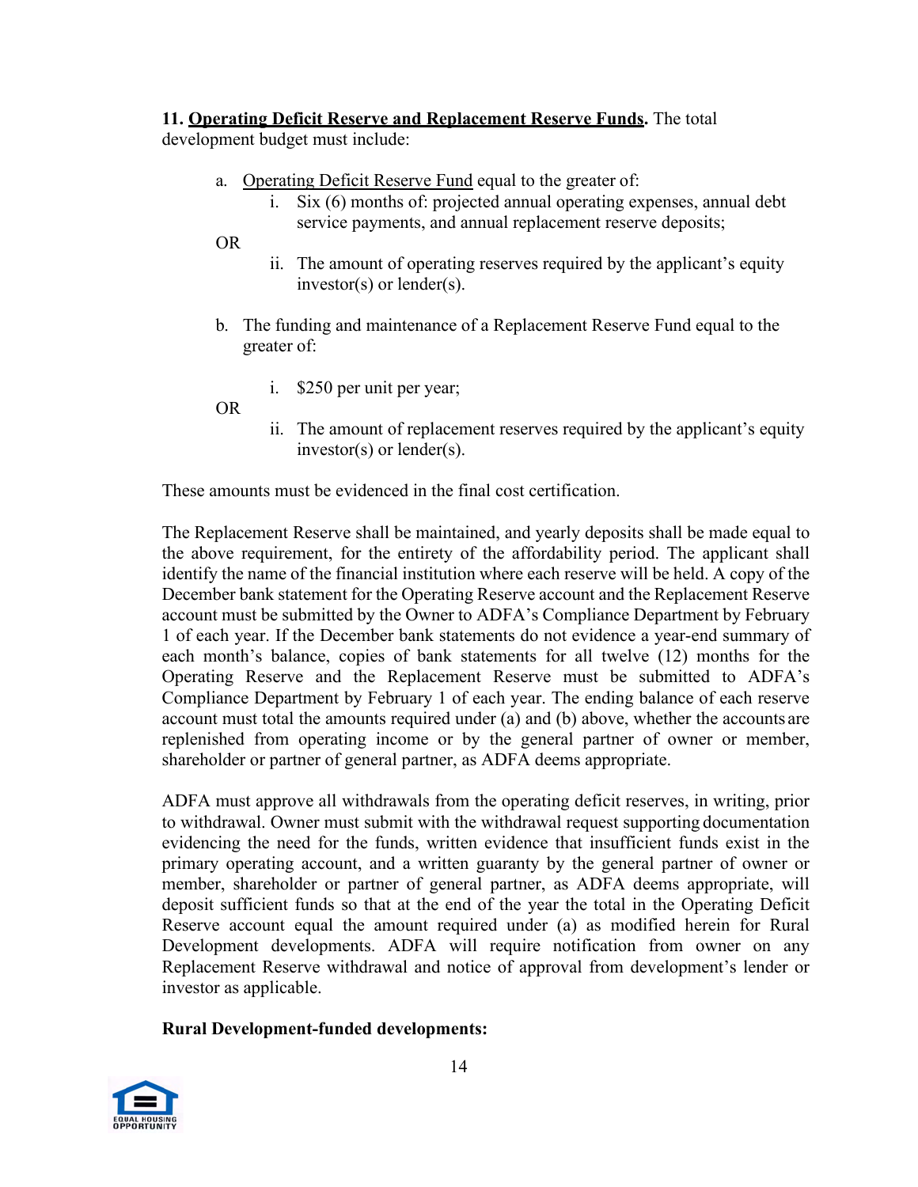**11. <u>Operating Deficit Reserve and Replacement Reserve Funds</u>.** The total development budget must include:

a. <u>Operating Deficit Reserve Fund</u> equal to the greater of:

   i. Six (6) months of: projected annual operating expenses, annual debt service payments, and annual replacement reserve deposits;

OR

   ii. The amount of operating reserves required by the applicant's equity investor(s) or lender(s).

b. The funding and maintenance of a Replacement Reserve Fund equal to the greater of:

   i. $250 per unit per year;

OR

   ii. The amount of replacement reserves required by the applicant's equity investor(s) or lender(s).

These amounts must be evidenced in the final cost certification.

The Replacement Reserve shall be maintained, and yearly deposits shall be made equal to the above requirement, for the entirety of the affordability period. The applicant shall identify the name of the financial institution where each reserve will be held. A copy of the December bank statement for the Operating Reserve account and the Replacement Reserve account must be submitted by the Owner to ADFA's Compliance Department by February 1 of each year. If the December bank statements do not evidence a year-end summary of each month's balance, copies of bank statements for all twelve (12) months for the Operating Reserve and the Replacement Reserve must be submitted to ADFA's Compliance Department by February 1 of each year. The ending balance of each reserve account must total the amounts required under (a) and (b) above, whether the accounts are replenished from operating income or by the general partner of owner or member, shareholder or partner of general partner, as ADFA deems appropriate.

ADFA must approve all withdrawals from the operating deficit reserves, in writing, prior to withdrawal. Owner must submit with the withdrawal request supporting documentation evidencing the need for the funds, written evidence that insufficient funds exist in the primary operating account, and a written guaranty by the general partner of owner or member, shareholder or partner of general partner, as ADFA deems appropriate, will deposit sufficient funds so that at the end of the year the total in the Operating Deficit Reserve account equal the amount required under (a) as modified herein for Rural Development developments. ADFA will require notification from owner on any Replacement Reserve withdrawal and notice of approval from development's lender or investor as applicable.

**Rural Development-funded developments:**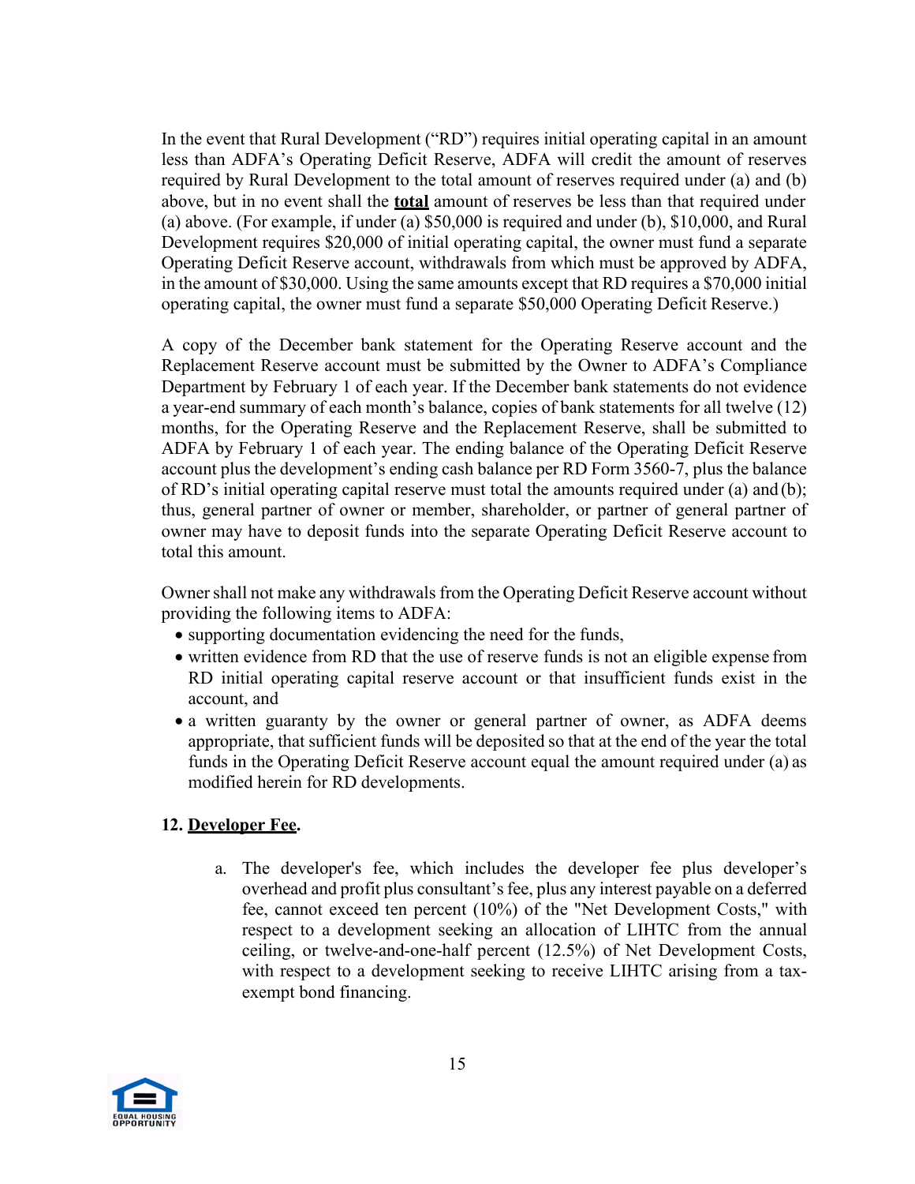In the event that Rural Development ("RD") requires initial operating capital in an amount less than ADFA's Operating Deficit Reserve, ADFA will credit the amount of reserves required by Rural Development to the total amount of reserves required under (a) and (b) above, but in no event shall the **<u>total</u>** amount of reserves be less than that required under (a) above. (For example, if under (a) $50,000 is required and under (b), $10,000, and Rural Development requires $20,000 of initial operating capital, the owner must fund a separate Operating Deficit Reserve account, withdrawals from which must be approved by ADFA, in the amount of $30,000. Using the same amounts except that RD requires a $70,000 initial operating capital, the owner must fund a separate $50,000 Operating Deficit Reserve.)

A copy of the December bank statement for the Operating Reserve account and the Replacement Reserve account must be submitted by the Owner to ADFA's Compliance Department by February 1 of each year. If the December bank statements do not evidence a year-end summary of each month's balance, copies of bank statements for all twelve (12) months, for the Operating Reserve and the Replacement Reserve, shall be submitted to ADFA by February 1 of each year. The ending balance of the Operating Deficit Reserve account plus the development's ending cash balance per RD Form 3560-7, plus the balance of RD's initial operating capital reserve must total the amounts required under (a) and (b); thus, general partner of owner or member, shareholder, or partner of general partner of owner may have to deposit funds into the separate Operating Deficit Reserve account to total this amount.

Owner shall not make any withdrawals from the Operating Deficit Reserve account without providing the following items to ADFA:

- supporting documentation evidencing the need for the funds,
- written evidence from RD that the use of reserve funds is not an eligible expense from RD initial operating capital reserve account or that insufficient funds exist in the account, and
- a written guaranty by the owner or general partner of owner, as ADFA deems appropriate, that sufficient funds will be deposited so that at the end of the year the total funds in the Operating Deficit Reserve account equal the amount required under (a) as modified herein for RD developments.

**12. <u>Developer Fee</u>.**

a. The developer's fee, which includes the developer fee plus developer's overhead and profit plus consultant's fee, plus any interest payable on a deferred fee, cannot exceed ten percent (10%) of the "Net Development Costs," with respect to a development seeking an allocation of LIHTC from the annual ceiling, or twelve-and-one-half percent (12.5%) of Net Development Costs, with respect to a development seeking to receive LIHTC arising from a tax-exempt bond financing.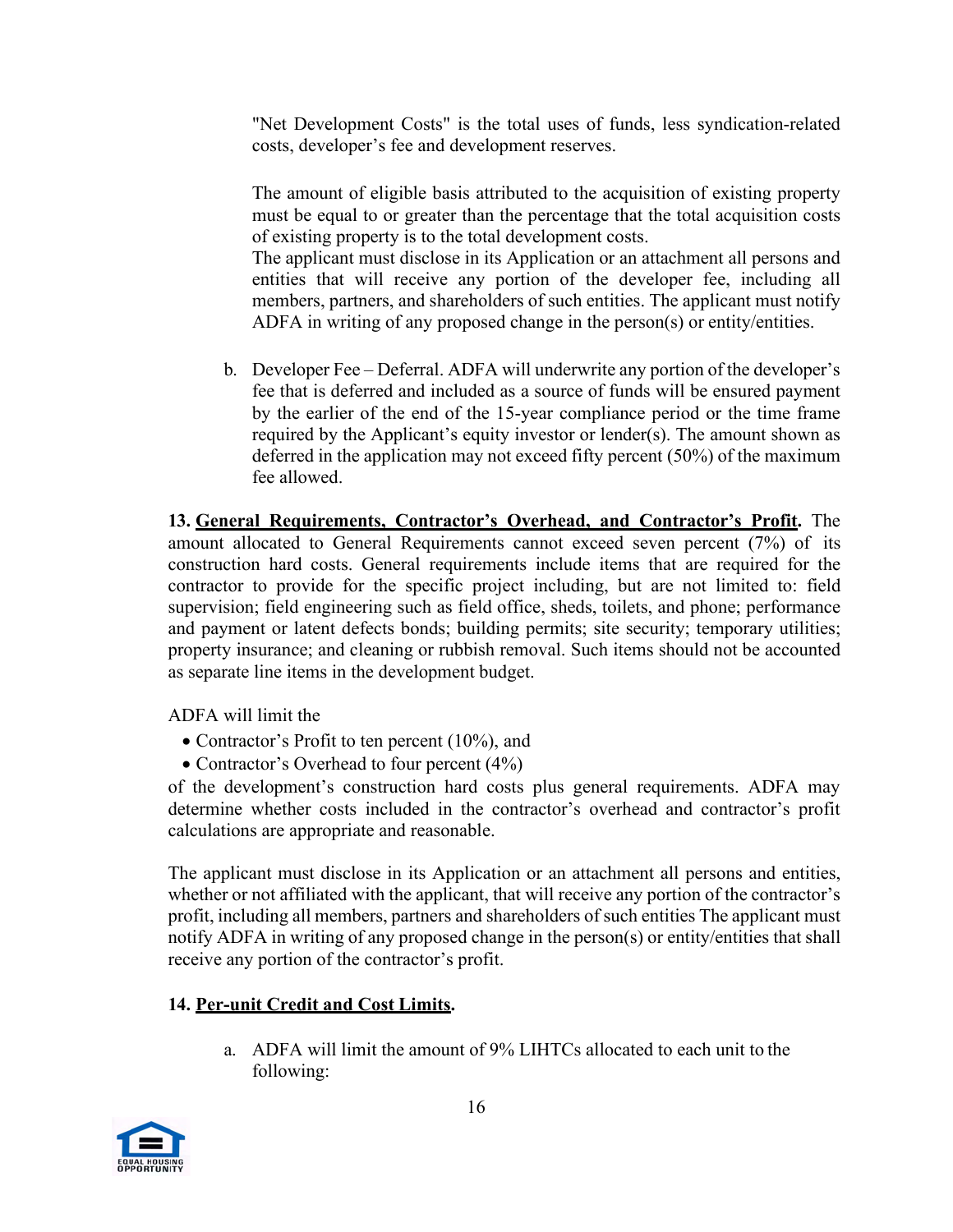"Net Development Costs" is the total uses of funds, less syndication-related costs, developer's fee and development reserves.

The amount of eligible basis attributed to the acquisition of existing property must be equal to or greater than the percentage that the total acquisition costs of existing property is to the total development costs.
The applicant must disclose in its Application or an attachment all persons and entities that will receive any portion of the developer fee, including all members, partners, and shareholders of such entities. The applicant must notify ADFA in writing of any proposed change in the person(s) or entity/entities.

b. Developer Fee – Deferral. ADFA will underwrite any portion of the developer's fee that is deferred and included as a source of funds will be ensured payment by the earlier of the end of the 15-year compliance period or the time frame required by the Applicant's equity investor or lender(s). The amount shown as deferred in the application may not exceed fifty percent (50%) of the maximum fee allowed.

**13. <u>General Requirements, Contractor's Overhead, and Contractor's Profit</u>.** The amount allocated to General Requirements cannot exceed seven percent (7%) of its construction hard costs. General requirements include items that are required for the contractor to provide for the specific project including, but are not limited to: field supervision; field engineering such as field office, sheds, toilets, and phone; performance and payment or latent defects bonds; building permits; site security; temporary utilities; property insurance; and cleaning or rubbish removal. Such items should not be accounted as separate line items in the development budget.

ADFA will limit the

- Contractor's Profit to ten percent (10%), and
- Contractor's Overhead to four percent (4%)

of the development's construction hard costs plus general requirements. ADFA may determine whether costs included in the contractor's overhead and contractor's profit calculations are appropriate and reasonable.

The applicant must disclose in its Application or an attachment all persons and entities, whether or not affiliated with the applicant, that will receive any portion of the contractor's profit, including all members, partners and shareholders of such entities The applicant must notify ADFA in writing of any proposed change in the person(s) or entity/entities that shall receive any portion of the contractor's profit.

**14. <u>Per-unit Credit and Cost Limits</u>.**

a. ADFA will limit the amount of 9% LIHTCs allocated to each unit to the following: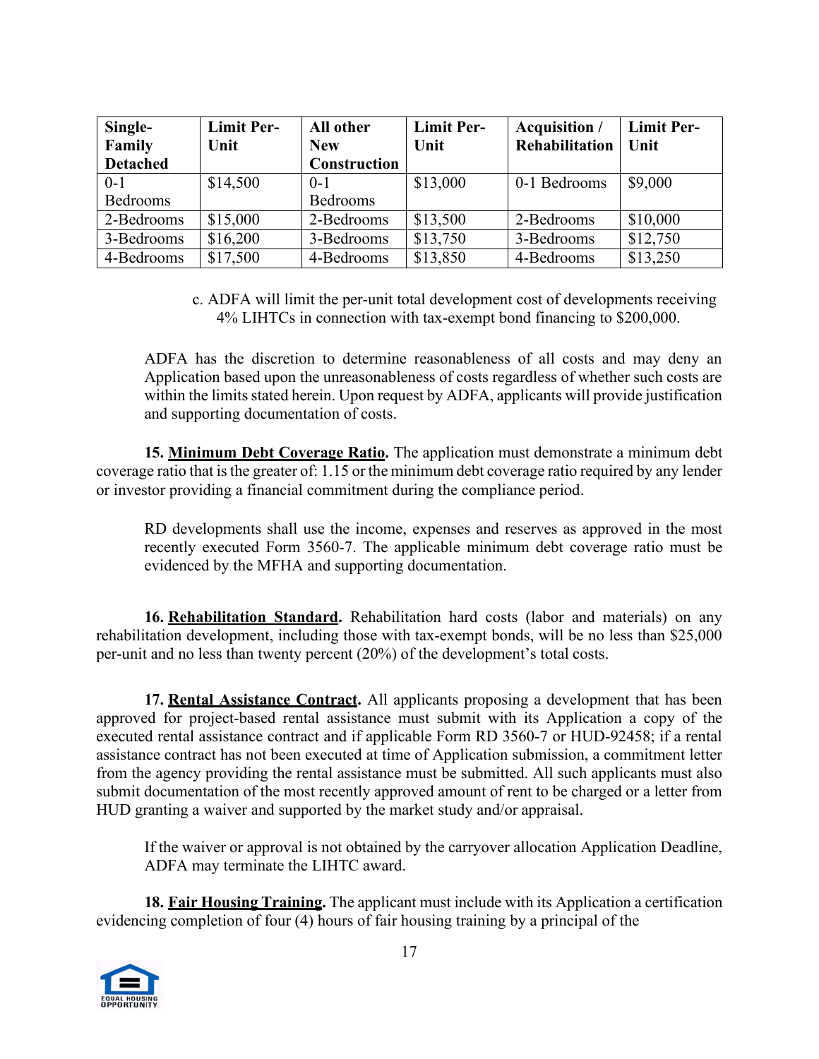| Single-Family Detached | Limit Per-Unit | All other New Construction | Limit Per-Unit | Acquisition / Rehabilitation | Limit Per-Unit |
|---|---|---|---|---|---|
| 0-1 Bedrooms | $14,500 | 0-1 Bedrooms | $13,000 | 0-1 Bedrooms | $9,000 |
| 2-Bedrooms | $15,000 | 2-Bedrooms | $13,500 | 2-Bedrooms | $10,000 |
| 3-Bedrooms | $16,200 | 3-Bedrooms | $13,750 | 3-Bedrooms | $12,750 |
| 4-Bedrooms | $17,500 | 4-Bedrooms | $13,850 | 4-Bedrooms | $13,250 |

c. ADFA will limit the per-unit total development cost of developments receiving 4% LIHTCs in connection with tax-exempt bond financing to $200,000.

ADFA has the discretion to determine reasonableness of all costs and may deny an Application based upon the unreasonableness of costs regardless of whether such costs are within the limits stated herein. Upon request by ADFA, applicants will provide justification and supporting documentation of costs.

**15. Minimum Debt Coverage Ratio.** The application must demonstrate a minimum debt coverage ratio that is the greater of: 1.15 or the minimum debt coverage ratio required by any lender or investor providing a financial commitment during the compliance period.

RD developments shall use the income, expenses and reserves as approved in the most recently executed Form 3560-7. The applicable minimum debt coverage ratio must be evidenced by the MFHA and supporting documentation.

**16. Rehabilitation Standard.** Rehabilitation hard costs (labor and materials) on any rehabilitation development, including those with tax-exempt bonds, will be no less than $25,000 per-unit and no less than twenty percent (20%) of the development's total costs.

**17. Rental Assistance Contract.** All applicants proposing a development that has been approved for project-based rental assistance must submit with its Application a copy of the executed rental assistance contract and if applicable Form RD 3560-7 or HUD-92458; if a rental assistance contract has not been executed at time of Application submission, a commitment letter from the agency providing the rental assistance must be submitted. All such applicants must also submit documentation of the most recently approved amount of rent to be charged or a letter from HUD granting a waiver and supported by the market study and/or appraisal.

If the waiver or approval is not obtained by the carryover allocation Application Deadline, ADFA may terminate the LIHTC award.

**18. Fair Housing Training.** The applicant must include with its Application a certification evidencing completion of four (4) hours of fair housing training by a principal of the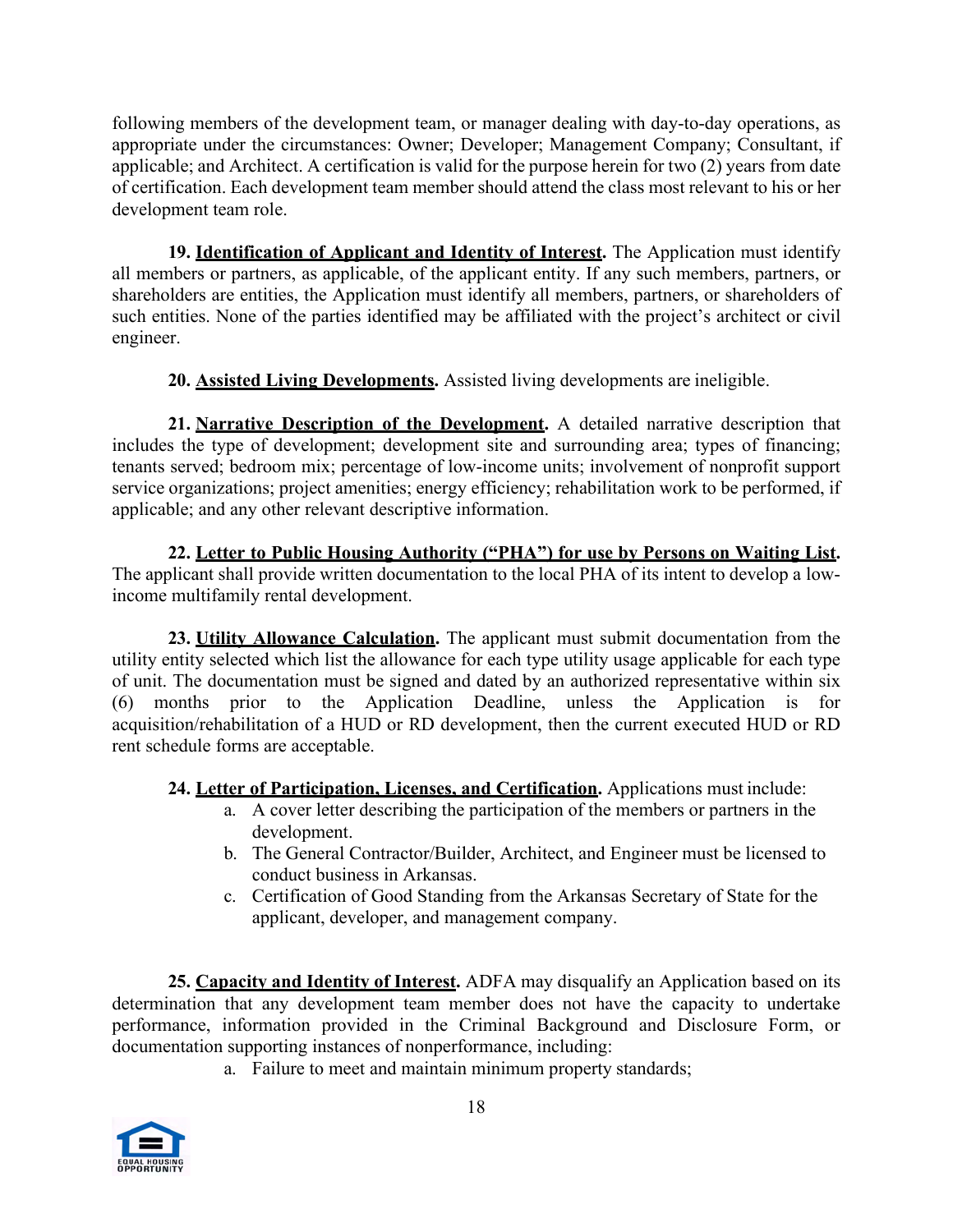following members of the development team, or manager dealing with day-to-day operations, as appropriate under the circumstances: Owner; Developer; Management Company; Consultant, if applicable; and Architect. A certification is valid for the purpose herein for two (2) years from date of certification. Each development team member should attend the class most relevant to his or her development team role.

**19. Identification of Applicant and Identity of Interest.** The Application must identify all members or partners, as applicable, of the applicant entity. If any such members, partners, or shareholders are entities, the Application must identify all members, partners, or shareholders of such entities. None of the parties identified may be affiliated with the project's architect or civil engineer.

**20. Assisted Living Developments.** Assisted living developments are ineligible.

**21. Narrative Description of the Development.** A detailed narrative description that includes the type of development; development site and surrounding area; types of financing; tenants served; bedroom mix; percentage of low-income units; involvement of nonprofit support service organizations; project amenities; energy efficiency; rehabilitation work to be performed, if applicable; and any other relevant descriptive information.

**22. Letter to Public Housing Authority ("PHA") for use by Persons on Waiting List.** The applicant shall provide written documentation to the local PHA of its intent to develop a low-income multifamily rental development.

**23. Utility Allowance Calculation.** The applicant must submit documentation from the utility entity selected which list the allowance for each type utility usage applicable for each type of unit. The documentation must be signed and dated by an authorized representative within six (6) months prior to the Application Deadline, unless the Application is for acquisition/rehabilitation of a HUD or RD development, then the current executed HUD or RD rent schedule forms are acceptable.

**24. Letter of Participation, Licenses, and Certification.** Applications must include:

a. A cover letter describing the participation of the members or partners in the development.
b. The General Contractor/Builder, Architect, and Engineer must be licensed to conduct business in Arkansas.
c. Certification of Good Standing from the Arkansas Secretary of State for the applicant, developer, and management company.

**25. Capacity and Identity of Interest.** ADFA may disqualify an Application based on its determination that any development team member does not have the capacity to undertake performance, information provided in the Criminal Background and Disclosure Form, or documentation supporting instances of nonperformance, including:

a. Failure to meet and maintain minimum property standards;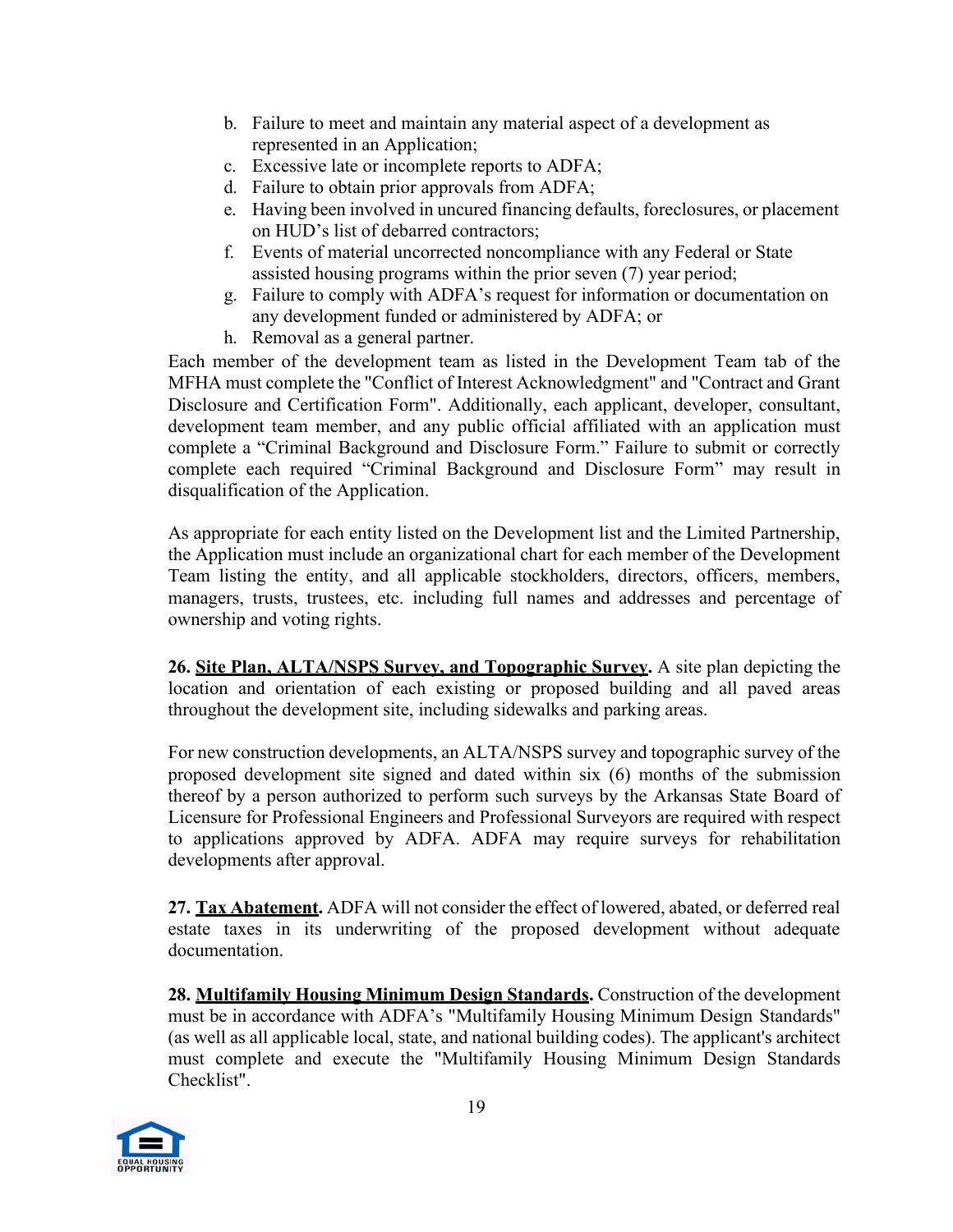b. Failure to meet and maintain any material aspect of a development as represented in an Application;
c. Excessive late or incomplete reports to ADFA;
d. Failure to obtain prior approvals from ADFA;
e. Having been involved in uncured financing defaults, foreclosures, or placement on HUD's list of debarred contractors;
f. Events of material uncorrected noncompliance with any Federal or State assisted housing programs within the prior seven (7) year period;
g. Failure to comply with ADFA's request for information or documentation on any development funded or administered by ADFA; or
h. Removal as a general partner.

Each member of the development team as listed in the Development Team tab of the MFHA must complete the "Conflict of Interest Acknowledgment" and "Contract and Grant Disclosure and Certification Form". Additionally, each applicant, developer, consultant, development team member, and any public official affiliated with an application must complete a "Criminal Background and Disclosure Form." Failure to submit or correctly complete each required "Criminal Background and Disclosure Form" may result in disqualification of the Application.

As appropriate for each entity listed on the Development list and the Limited Partnership, the Application must include an organizational chart for each member of the Development Team listing the entity, and all applicable stockholders, directors, officers, members, managers, trusts, trustees, etc. including full names and addresses and percentage of ownership and voting rights.

**26. <u>Site Plan, ALTA/NSPS Survey, and Topographic Survey</u>.** A site plan depicting the location and orientation of each existing or proposed building and all paved areas throughout the development site, including sidewalks and parking areas.

For new construction developments, an ALTA/NSPS survey and topographic survey of the proposed development site signed and dated within six (6) months of the submission thereof by a person authorized to perform such surveys by the Arkansas State Board of Licensure for Professional Engineers and Professional Surveyors are required with respect to applications approved by ADFA. ADFA may require surveys for rehabilitation developments after approval.

**27. <u>Tax Abatement</u>.** ADFA will not consider the effect of lowered, abated, or deferred real estate taxes in its underwriting of the proposed development without adequate documentation.

**28. <u>Multifamily Housing Minimum Design Standards</u>.** Construction of the development must be in accordance with ADFA's "Multifamily Housing Minimum Design Standards" (as well as all applicable local, state, and national building codes). The applicant's architect must complete and execute the "Multifamily Housing Minimum Design Standards Checklist".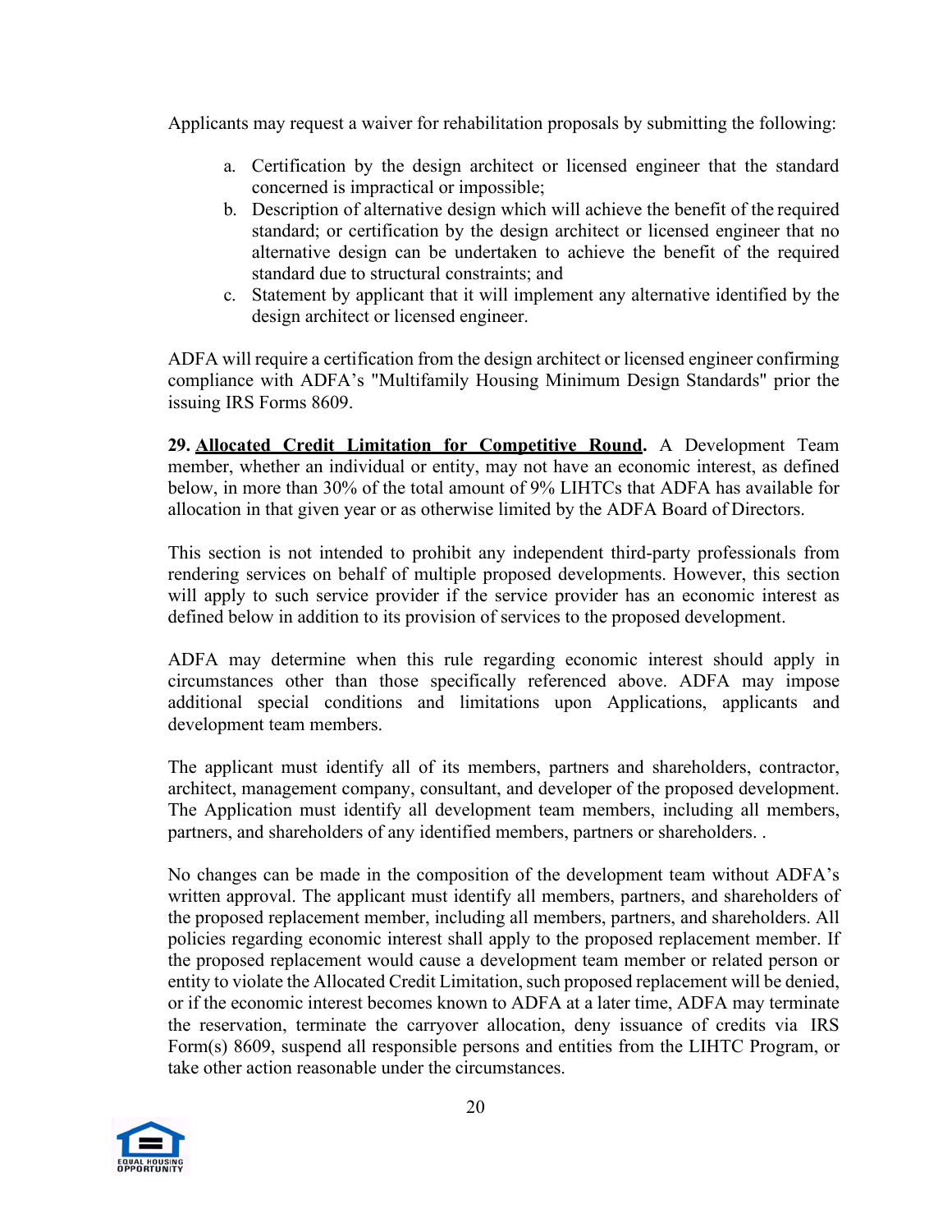Applicants may request a waiver for rehabilitation proposals by submitting the following:

a. Certification by the design architect or licensed engineer that the standard concerned is impractical or impossible;
b. Description of alternative design which will achieve the benefit of the required standard; or certification by the design architect or licensed engineer that no alternative design can be undertaken to achieve the benefit of the required standard due to structural constraints; and
c. Statement by applicant that it will implement any alternative identified by the design architect or licensed engineer.

ADFA will require a certification from the design architect or licensed engineer confirming compliance with ADFA's "Multifamily Housing Minimum Design Standards" prior the issuing IRS Forms 8609.

**29. <u>Allocated Credit Limitation for Competitive Round</u>.** A Development Team member, whether an individual or entity, may not have an economic interest, as defined below, in more than 30% of the total amount of 9% LIHTCs that ADFA has available for allocation in that given year or as otherwise limited by the ADFA Board of Directors.

This section is not intended to prohibit any independent third-party professionals from rendering services on behalf of multiple proposed developments. However, this section will apply to such service provider if the service provider has an economic interest as defined below in addition to its provision of services to the proposed development.

ADFA may determine when this rule regarding economic interest should apply in circumstances other than those specifically referenced above. ADFA may impose additional special conditions and limitations upon Applications, applicants and development team members.

The applicant must identify all of its members, partners and shareholders, contractor, architect, management company, consultant, and developer of the proposed development. The Application must identify all development team members, including all members, partners, and shareholders of any identified members, partners or shareholders. .

No changes can be made in the composition of the development team without ADFA's written approval. The applicant must identify all members, partners, and shareholders of the proposed replacement member, including all members, partners, and shareholders. All policies regarding economic interest shall apply to the proposed replacement member. If the proposed replacement would cause a development team member or related person or entity to violate the Allocated Credit Limitation, such proposed replacement will be denied, or if the economic interest becomes known to ADFA at a later time, ADFA may terminate the reservation, terminate the carryover allocation, deny issuance of credits via IRS Form(s) 8609, suspend all responsible persons and entities from the LIHTC Program, or take other action reasonable under the circumstances.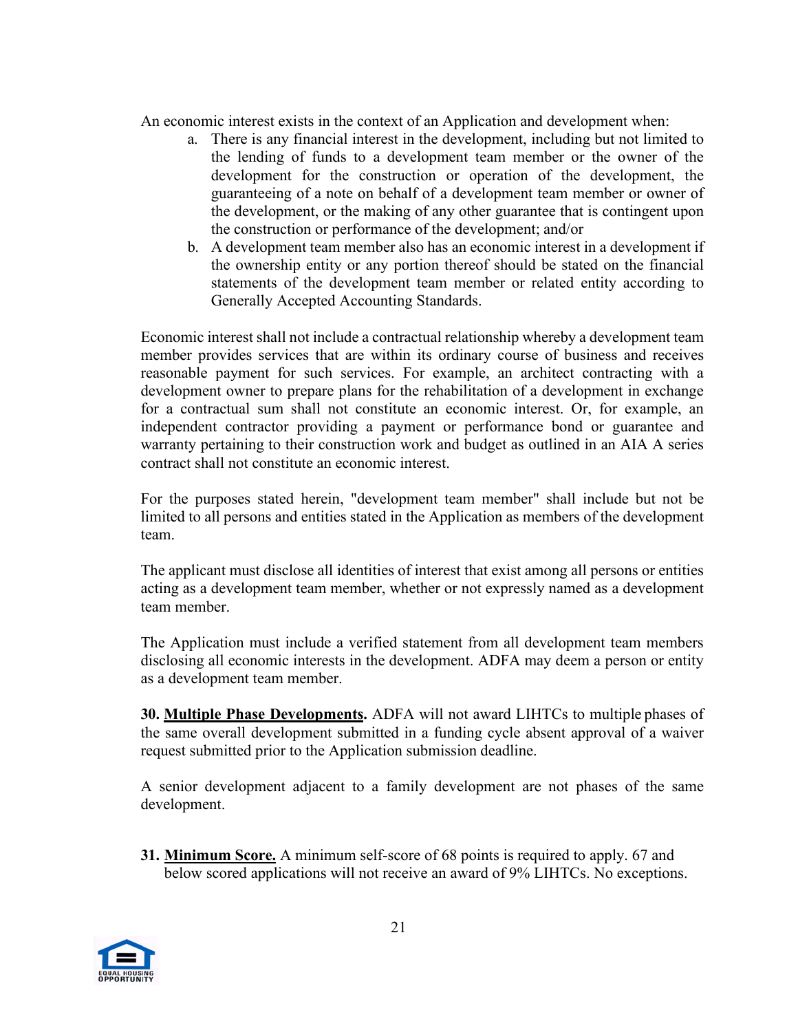An economic interest exists in the context of an Application and development when:

a. There is any financial interest in the development, including but not limited to the lending of funds to a development team member or the owner of the development for the construction or operation of the development, the guaranteeing of a note on behalf of a development team member or owner of the development, or the making of any other guarantee that is contingent upon the construction or performance of the development; and/or
b. A development team member also has an economic interest in a development if the ownership entity or any portion thereof should be stated on the financial statements of the development team member or related entity according to Generally Accepted Accounting Standards.

Economic interest shall not include a contractual relationship whereby a development team member provides services that are within its ordinary course of business and receives reasonable payment for such services. For example, an architect contracting with a development owner to prepare plans for the rehabilitation of a development in exchange for a contractual sum shall not constitute an economic interest. Or, for example, an independent contractor providing a payment or performance bond or guarantee and warranty pertaining to their construction work and budget as outlined in an AIA A series contract shall not constitute an economic interest.

For the purposes stated herein, "development team member" shall include but not be limited to all persons and entities stated in the Application as members of the development team.

The applicant must disclose all identities of interest that exist among all persons or entities acting as a development team member, whether or not expressly named as a development team member.

The Application must include a verified statement from all development team members disclosing all economic interests in the development. ADFA may deem a person or entity as a development team member.

**30. Multiple Phase Developments.** ADFA will not award LIHTCs to multiple phases of the same overall development submitted in a funding cycle absent approval of a waiver request submitted prior to the Application submission deadline.

A senior development adjacent to a family development are not phases of the same development.

**31. Minimum Score.** A minimum self-score of 68 points is required to apply. 67 and below scored applications will not receive an award of 9% LIHTCs. No exceptions.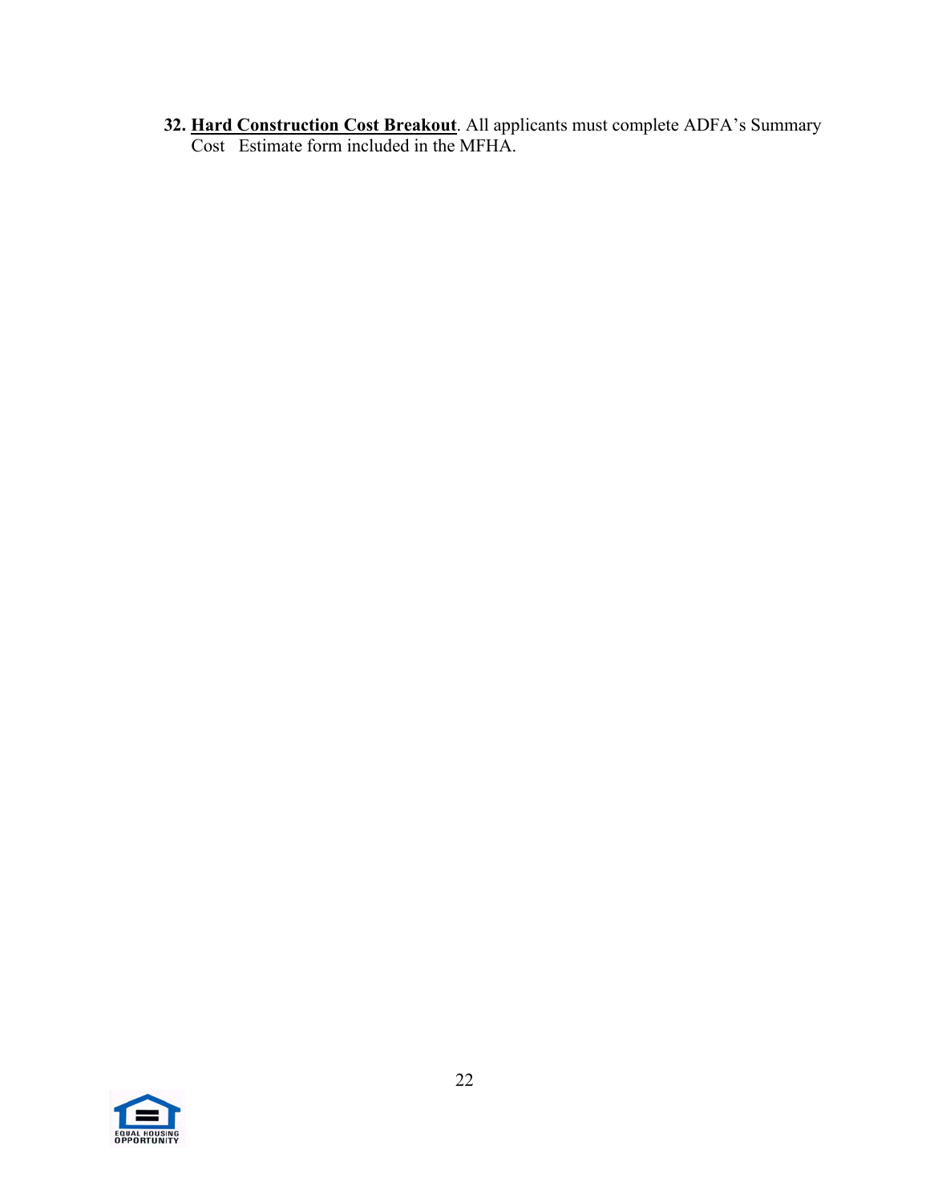32. **<u>Hard Construction Cost Breakout</u>**. All applicants must complete ADFA's Summary Cost Estimate form included in the MFHA.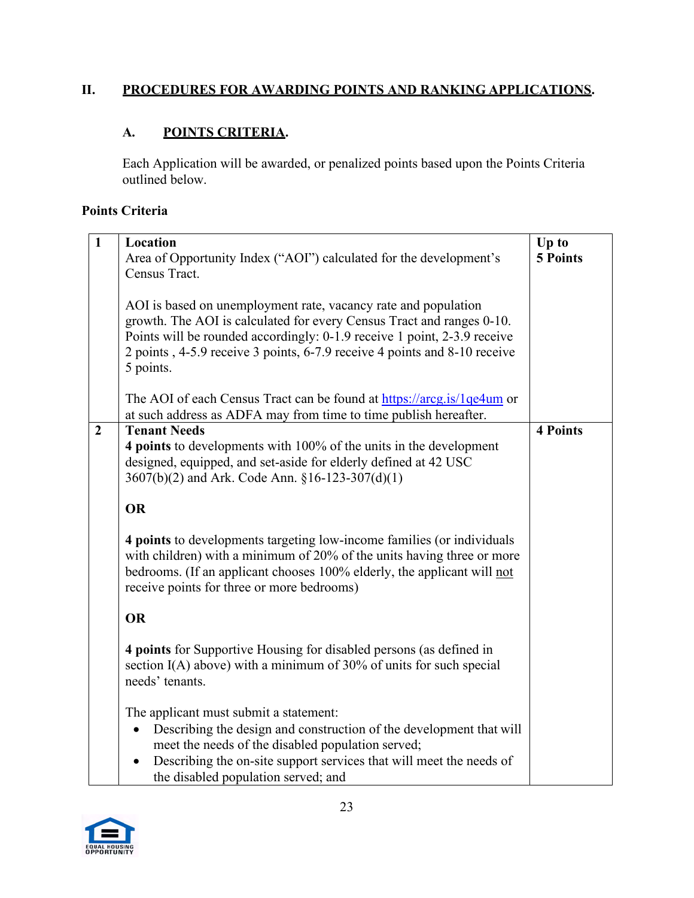## II. PROCEDURES FOR AWARDING POINTS AND RANKING APPLICATIONS.

### A. POINTS CRITERIA.

Each Application will be awarded, or penalized points based upon the Points Criteria outlined below.

**Points Criteria**

| | | |
|---|---|---|
| **1** | **Location**<br>Area of Opportunity Index ("AOI") calculated for the development's Census Tract.<br><br>AOI is based on unemployment rate, vacancy rate and population growth. The AOI is calculated for every Census Tract and ranges 0-10. Points will be rounded accordingly: 0-1.9 receive 1 point, 2-3.9 receive 2 points , 4-5.9 receive 3 points, 6-7.9 receive 4 points and 8-10 receive 5 points.<br><br>The AOI of each Census Tract can be found at https://arcg.is/1qe4um or at such address as ADFA may from time to time publish hereafter. | **Up to 5 Points** |
| **2** | **Tenant Needs**<br>**4 points** to developments with 100% of the units in the development designed, equipped, and set-aside for elderly defined at 42 USC 3607(b)(2) and Ark. Code Ann. §16-123-307(d)(1)<br><br>**OR**<br><br>**4 points** to developments targeting low-income families (or individuals with children) with a minimum of 20% of the units having three or more bedrooms. (If an applicant chooses 100% elderly, the applicant will not receive points for three or more bedrooms)<br><br>**OR**<br><br>**4 points** for Supportive Housing for disabled persons (as defined in section I(A) above) with a minimum of 30% of units for such special needs' tenants.<br><br>The applicant must submit a statement:<br>• Describing the design and construction of the development that will meet the needs of the disabled population served;<br>• Describing the on-site support services that will meet the needs of the disabled population served; and | **4 Points** |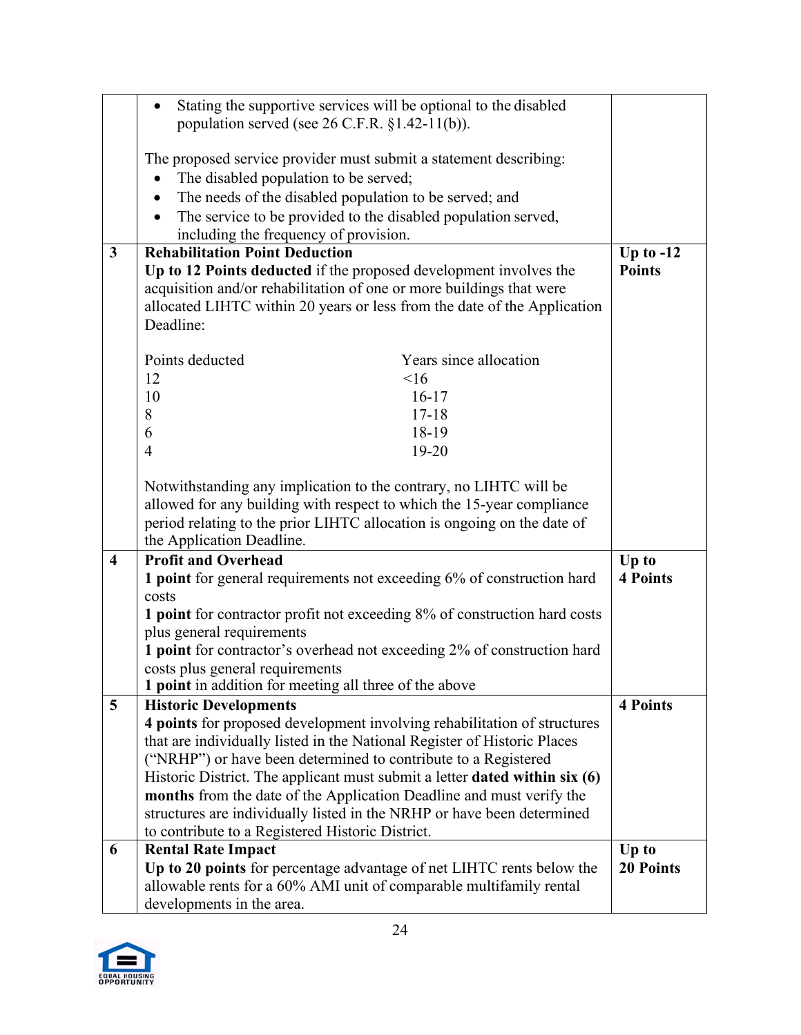| | | |
|---|---|---|
| | • Stating the supportive services will be optional to the disabled population served (see 26 C.F.R. §1.42-11(b)).<br><br>The proposed service provider must submit a statement describing:<br>• The disabled population to be served;<br>• The needs of the disabled population to be served; and<br>• The service to be provided to the disabled population served, including the frequency of provision. | |
| 3 | **Rehabilitation Point Deduction**<br>**Up to 12 Points deducted** if the proposed development involves the acquisition and/or rehabilitation of one or more buildings that were allocated LIHTC within 20 years or less from the date of the Application Deadline:<br><br>Points deducted — Years since allocation<br>12 — <16<br>10 — 16-17<br>8 — 17-18<br>6 — 18-19<br>4 — 19-20<br><br>Notwithstanding any implication to the contrary, no LIHTC will be allowed for any building with respect to which the 15-year compliance period relating to the prior LIHTC allocation is ongoing on the date of the Application Deadline. | **Up to -12 Points** |
| 4 | **Profit and Overhead**<br>**1 point** for general requirements not exceeding 6% of construction hard costs<br>**1 point** for contractor profit not exceeding 8% of construction hard costs plus general requirements<br>**1 point** for contractor's overhead not exceeding 2% of construction hard costs plus general requirements<br>**1 point** in addition for meeting all three of the above | **Up to 4 Points** |
| 5 | **Historic Developments**<br>**4 points** for proposed development involving rehabilitation of structures that are individually listed in the National Register of Historic Places ("NRHP") or have been determined to contribute to a Registered Historic District. The applicant must submit a letter **dated within six (6) months** from the date of the Application Deadline and must verify the structures are individually listed in the NRHP or have been determined to contribute to a Registered Historic District. | **4 Points** |
| 6 | **Rental Rate Impact**<br>**Up to 20 points** for percentage advantage of net LIHTC rents below the allowable rents for a 60% AMI unit of comparable multifamily rental developments in the area. | **Up to 20 Points** |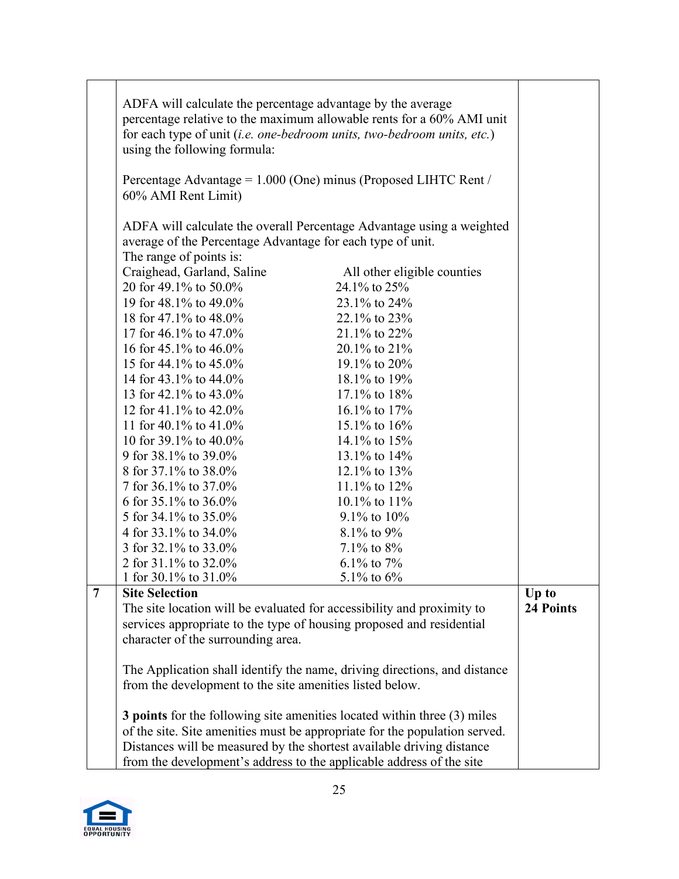| | | |
|---|---|---|
| | ADFA will calculate the percentage advantage by the average percentage relative to the maximum allowable rents for a 60% AMI unit for each type of unit (*i.e. one-bedroom units, two-bedroom units, etc.*) using the following formula:<br><br>Percentage Advantage = 1.000 (One) minus (Proposed LIHTC Rent / 60% AMI Rent Limit)<br><br>ADFA will calculate the overall Percentage Advantage using a weighted average of the Percentage Advantage for each type of unit.<br>The range of points is:<br>Craighead, Garland, Saline — All other eligible counties<br>20 for 49.1% to 50.0% — 24.1% to 25%<br>19 for 48.1% to 49.0% — 23.1% to 24%<br>18 for 47.1% to 48.0% — 22.1% to 23%<br>17 for 46.1% to 47.0% — 21.1% to 22%<br>16 for 45.1% to 46.0% — 20.1% to 21%<br>15 for 44.1% to 45.0% — 19.1% to 20%<br>14 for 43.1% to 44.0% — 18.1% to 19%<br>13 for 42.1% to 43.0% — 17.1% to 18%<br>12 for 41.1% to 42.0% — 16.1% to 17%<br>11 for 40.1% to 41.0% — 15.1% to 16%<br>10 for 39.1% to 40.0% — 14.1% to 15%<br>9 for 38.1% to 39.0% — 13.1% to 14%<br>8 for 37.1% to 38.0% — 12.1% to 13%<br>7 for 36.1% to 37.0% — 11.1% to 12%<br>6 for 35.1% to 36.0% — 10.1% to 11%<br>5 for 34.1% to 35.0% — 9.1% to 10%<br>4 for 33.1% to 34.0% — 8.1% to 9%<br>3 for 32.1% to 33.0% — 7.1% to 8%<br>2 for 31.1% to 32.0% — 6.1% to 7%<br>1 for 30.1% to 31.0% — 5.1% to 6% | |
| 7 | **Site Selection**<br>The site location will be evaluated for accessibility and proximity to services appropriate to the type of housing proposed and residential character of the surrounding area.<br><br>The Application shall identify the name, driving directions, and distance from the development to the site amenities listed below.<br><br>**3 points** for the following site amenities located within three (3) miles of the site. Site amenities must be appropriate for the population served. Distances will be measured by the shortest available driving distance from the development's address to the applicable address of the site | **Up to 24 Points** |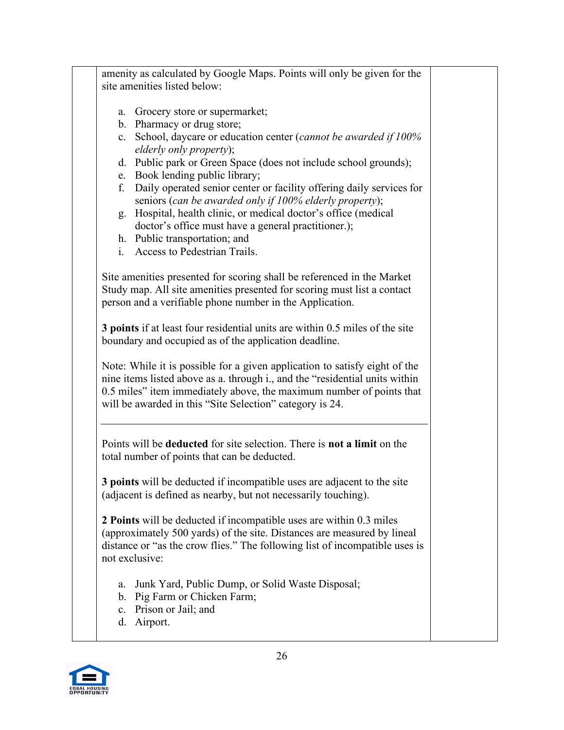amenity as calculated by Google Maps. Points will only be given for the site amenities listed below:

a. Grocery store or supermarket;
b. Pharmacy or drug store;
c. School, daycare or education center (*cannot be awarded if 100% elderly only property*);
d. Public park or Green Space (does not include school grounds);
e. Book lending public library;
f. Daily operated senior center or facility offering daily services for seniors (*can be awarded only if 100% elderly property*);
g. Hospital, health clinic, or medical doctor's office (medical doctor's office must have a general practitioner.);
h. Public transportation; and
i. Access to Pedestrian Trails.

Site amenities presented for scoring shall be referenced in the Market Study map. All site amenities presented for scoring must list a contact person and a verifiable phone number in the Application.

**3 points** if at least four residential units are within 0.5 miles of the site boundary and occupied as of the application deadline.

Note: While it is possible for a given application to satisfy eight of the nine items listed above as a. through i., and the "residential units within 0.5 miles" item immediately above, the maximum number of points that will be awarded in this "Site Selection" category is 24.

---

Points will be **deducted** for site selection. There is **not a limit** on the total number of points that can be deducted.

**3 points** will be deducted if incompatible uses are adjacent to the site (adjacent is defined as nearby, but not necessarily touching).

**2 Points** will be deducted if incompatible uses are within 0.3 miles (approximately 500 yards) of the site. Distances are measured by lineal distance or "as the crow flies." The following list of incompatible uses is not exclusive:

a. Junk Yard, Public Dump, or Solid Waste Disposal;
b. Pig Farm or Chicken Farm;
c. Prison or Jail; and
d. Airport.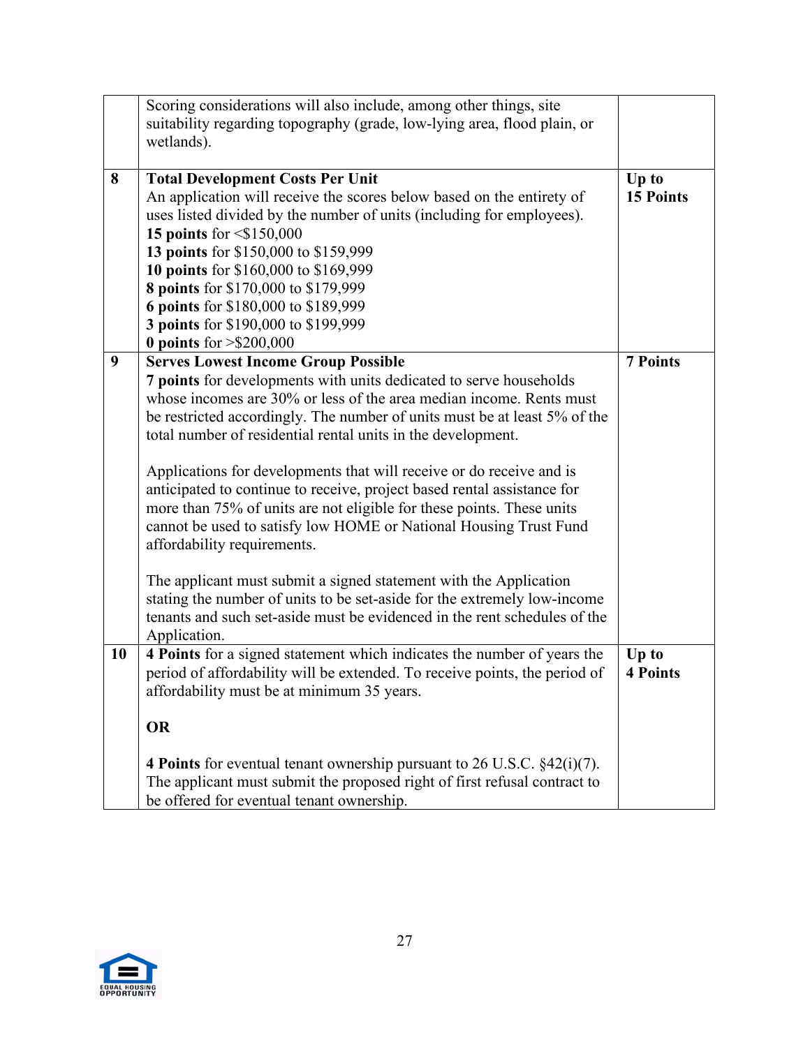| | | |
|---|---|---|
| | Scoring considerations will also include, among other things, site suitability regarding topography (grade, low-lying area, flood plain, or wetlands). | |
| 8 | **Total Development Costs Per Unit**<br>An application will receive the scores below based on the entirety of uses listed divided by the number of units (including for employees).<br>**15 points** for <$150,000<br>**13 points** for $150,000 to $159,999<br>**10 points** for $160,000 to $169,999<br>**8 points** for $170,000 to $179,999<br>**6 points** for $180,000 to $189,999<br>**3 points** for $190,000 to $199,999<br>**0 points** for >$200,000 | **Up to 15 Points** |
| 9 | **Serves Lowest Income Group Possible**<br>**7 points** for developments with units dedicated to serve households whose incomes are 30% or less of the area median income. Rents must be restricted accordingly. The number of units must be at least 5% of the total number of residential rental units in the development.<br><br>Applications for developments that will receive or do receive and is anticipated to continue to receive, project based rental assistance for more than 75% of units are not eligible for these points. These units cannot be used to satisfy low HOME or National Housing Trust Fund affordability requirements.<br><br>The applicant must submit a signed statement with the Application stating the number of units to be set-aside for the extremely low-income tenants and such set-aside must be evidenced in the rent schedules of the Application. | **7 Points** |
| 10 | **4 Points** for a signed statement which indicates the number of years the period of affordability will be extended. To receive points, the period of affordability must be at minimum 35 years.<br><br>**OR**<br><br>**4 Points** for eventual tenant ownership pursuant to 26 U.S.C. §42(i)(7). The applicant must submit the proposed right of first refusal contract to be offered for eventual tenant ownership. | **Up to 4 Points** |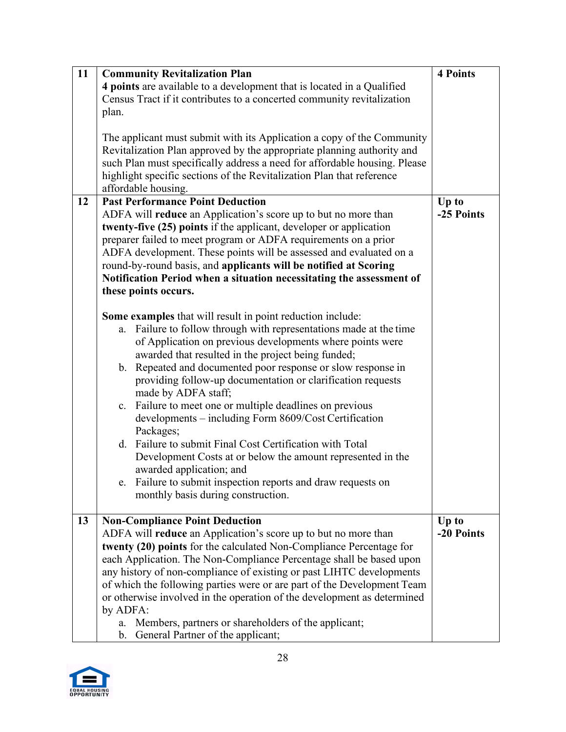| | | |
|---|---|---|
| 11 | **Community Revitalization Plan**<br>**4 points** are available to a development that is located in a Qualified Census Tract if it contributes to a concerted community revitalization plan.<br><br>The applicant must submit with its Application a copy of the Community Revitalization Plan approved by the appropriate planning authority and such Plan must specifically address a need for affordable housing. Please highlight specific sections of the Revitalization Plan that reference affordable housing. | **4 Points** |
| 12 | **Past Performance Point Deduction**<br>ADFA will **reduce** an Application's score up to but no more than **twenty-five (25) points** if the applicant, developer or application preparer failed to meet program or ADFA requirements on a prior ADFA development. These points will be assessed and evaluated on a round-by-round basis, and **applicants will be notified at Scoring Notification Period when a situation necessitating the assessment of these points occurs.**<br><br>**Some examples** that will result in point reduction include:<br>a. Failure to follow through with representations made at the time of Application on previous developments where points were awarded that resulted in the project being funded;<br>b. Repeated and documented poor response or slow response in providing follow-up documentation or clarification requests made by ADFA staff;<br>c. Failure to meet one or multiple deadlines on previous developments – including Form 8609/Cost Certification Packages;<br>d. Failure to submit Final Cost Certification with Total Development Costs at or below the amount represented in the awarded application; and<br>e. Failure to submit inspection reports and draw requests on monthly basis during construction. | **Up to -25 Points** |
| 13 | **Non-Compliance Point Deduction**<br>ADFA will **reduce** an Application's score up to but no more than **twenty (20) points** for the calculated Non-Compliance Percentage for each Application. The Non-Compliance Percentage shall be based upon any history of non-compliance of existing or past LIHTC developments of which the following parties were or are part of the Development Team or otherwise involved in the operation of the development as determined by ADFA:<br>a. Members, partners or shareholders of the applicant;<br>b. General Partner of the applicant; | **Up to -20 Points** |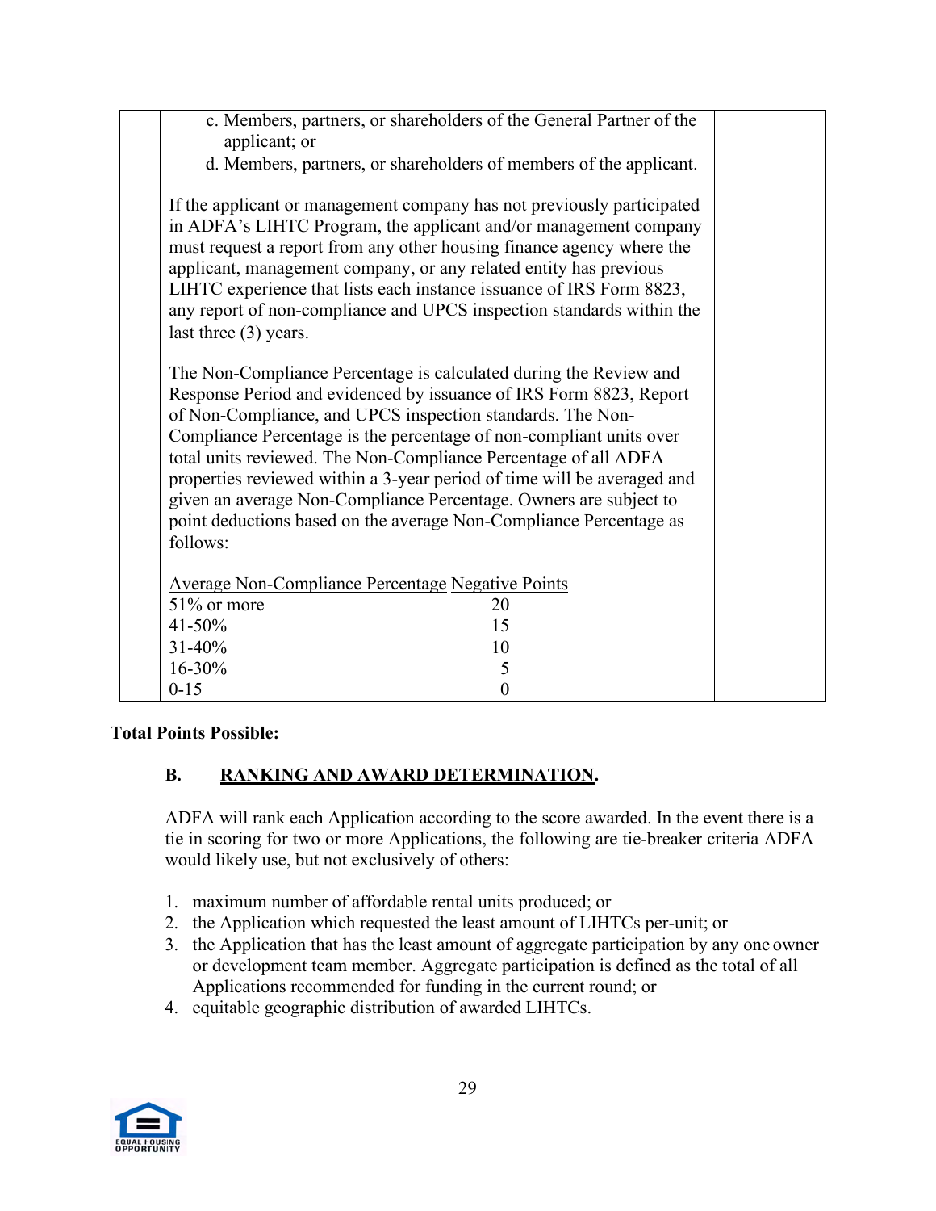| | | |
|---|---|---|
| | c. Members, partners, or shareholders of the General Partner of the applicant; or<br>d. Members, partners, or shareholders of members of the applicant.<br><br>If the applicant or management company has not previously participated in ADFA's LIHTC Program, the applicant and/or management company must request a report from any other housing finance agency where the applicant, management company, or any related entity has previous LIHTC experience that lists each instance issuance of IRS Form 8823, any report of non-compliance and UPCS inspection standards within the last three (3) years.<br><br>The Non-Compliance Percentage is calculated during the Review and Response Period and evidenced by issuance of IRS Form 8823, Report of Non-Compliance, and UPCS inspection standards. The Non-Compliance Percentage is the percentage of non-compliant units over total units reviewed. The Non-Compliance Percentage of all ADFA properties reviewed within a 3-year period of time will be averaged and given an average Non-Compliance Percentage. Owners are subject to point deductions based on the average Non-Compliance Percentage as follows:<br><br>Average Non-Compliance Percentage / Negative Points<br>51% or more — 20<br>41-50% — 15<br>31-40% — 10<br>16-30% — 5<br>0-15 — 0 | |

**Total Points Possible:**

## B. RANKING AND AWARD DETERMINATION.

ADFA will rank each Application according to the score awarded. In the event there is a tie in scoring for two or more Applications, the following are tie-breaker criteria ADFA would likely use, but not exclusively of others:

1. maximum number of affordable rental units produced; or
2. the Application which requested the least amount of LIHTCs per-unit; or
3. the Application that has the least amount of aggregate participation by any one owner or development team member. Aggregate participation is defined as the total of all Applications recommended for funding in the current round; or
4. equitable geographic distribution of awarded LIHTCs.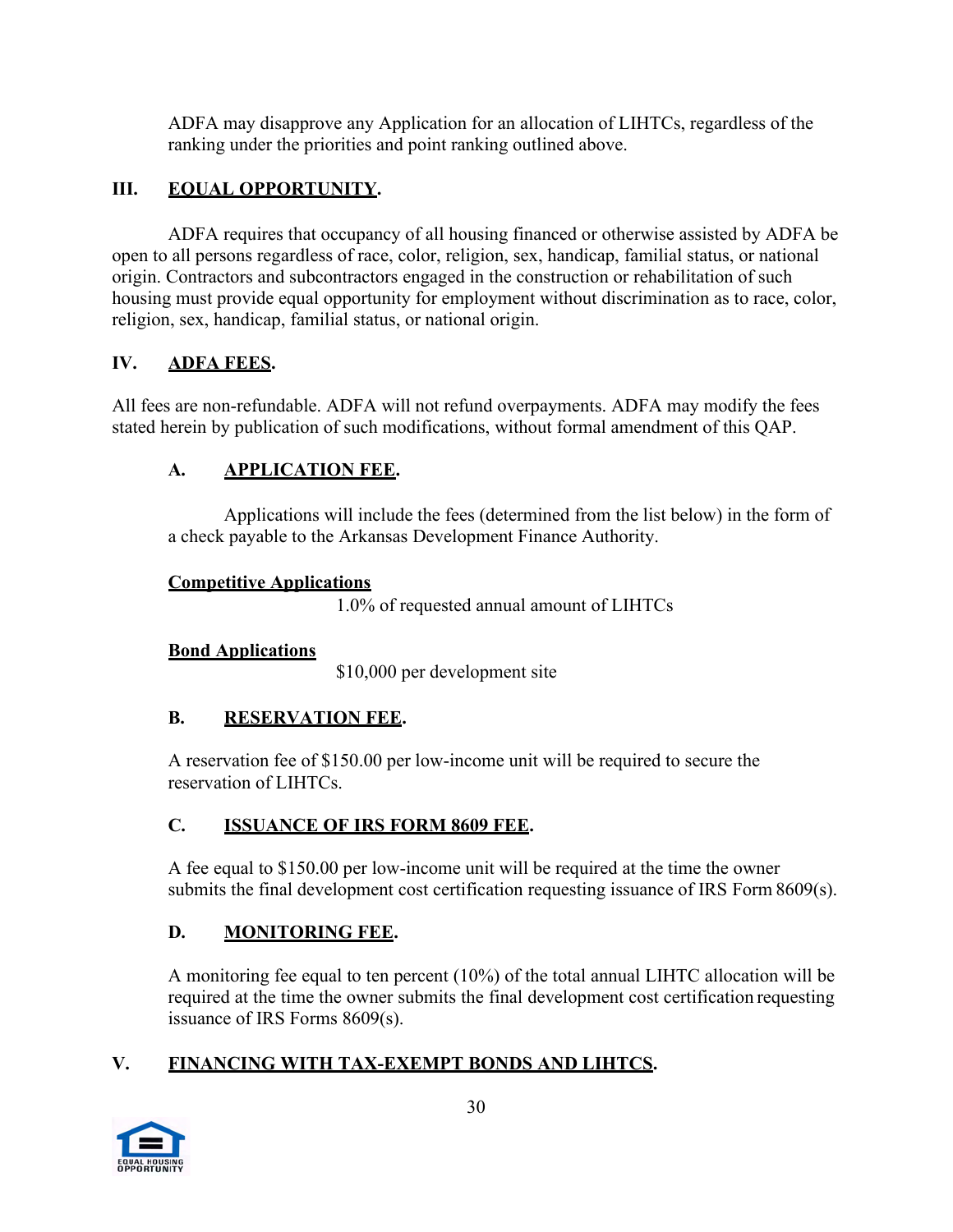ADFA may disapprove any Application for an allocation of LIHTCs, regardless of the ranking under the priorities and point ranking outlined above.

## III. EQUAL OPPORTUNITY.

ADFA requires that occupancy of all housing financed or otherwise assisted by ADFA be open to all persons regardless of race, color, religion, sex, handicap, familial status, or national origin. Contractors and subcontractors engaged in the construction or rehabilitation of such housing must provide equal opportunity for employment without discrimination as to race, color, religion, sex, handicap, familial status, or national origin.

## IV. ADFA FEES.

All fees are non-refundable. ADFA will not refund overpayments. ADFA may modify the fees stated herein by publication of such modifications, without formal amendment of this QAP.

### A. APPLICATION FEE.

Applications will include the fees (determined from the list below) in the form of a check payable to the Arkansas Development Finance Authority.

**Competitive Applications**

1.0% of requested annual amount of LIHTCs

**Bond Applications**

$10,000 per development site

### B. RESERVATION FEE.

A reservation fee of $150.00 per low-income unit will be required to secure the reservation of LIHTCs.

### C. ISSUANCE OF IRS FORM 8609 FEE.

A fee equal to $150.00 per low-income unit will be required at the time the owner submits the final development cost certification requesting issuance of IRS Form 8609(s).

### D. MONITORING FEE.

A monitoring fee equal to ten percent (10%) of the total annual LIHTC allocation will be required at the time the owner submits the final development cost certification requesting issuance of IRS Forms 8609(s).

## V. FINANCING WITH TAX-EXEMPT BONDS AND LIHTCS.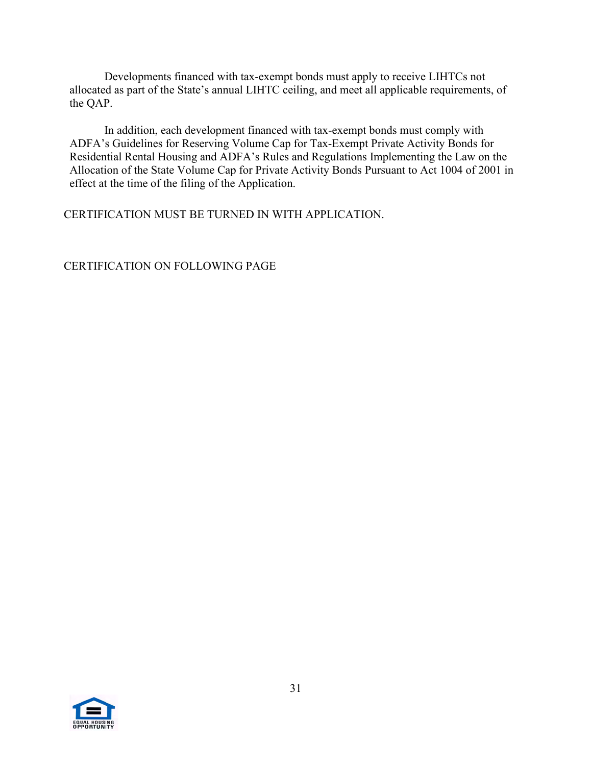Developments financed with tax-exempt bonds must apply to receive LIHTCs not allocated as part of the State's annual LIHTC ceiling, and meet all applicable requirements, of the QAP.

In addition, each development financed with tax-exempt bonds must comply with ADFA's Guidelines for Reserving Volume Cap for Tax-Exempt Private Activity Bonds for Residential Rental Housing and ADFA's Rules and Regulations Implementing the Law on the Allocation of the State Volume Cap for Private Activity Bonds Pursuant to Act 1004 of 2001 in effect at the time of the filing of the Application.

CERTIFICATION MUST BE TURNED IN WITH APPLICATION.

CERTIFICATION ON FOLLOWING PAGE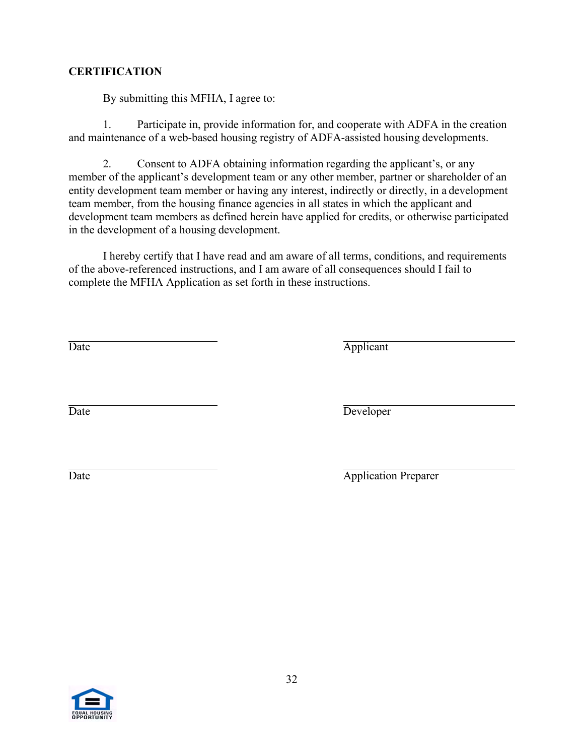**CERTIFICATION**

By submitting this MFHA, I agree to:

1. Participate in, provide information for, and cooperate with ADFA in the creation and maintenance of a web-based housing registry of ADFA-assisted housing developments.

2. Consent to ADFA obtaining information regarding the applicant's, or any member of the applicant's development team or any other member, partner or shareholder of an entity development team member or having any interest, indirectly or directly, in a development team member, from the housing finance agencies in all states in which the applicant and development team members as defined herein have applied for credits, or otherwise participated in the development of a housing development.

I hereby certify that I have read and am aware of all terms, conditions, and requirements of the above-referenced instructions, and I am aware of all consequences should I fail to complete the MFHA Application as set forth in these instructions.

\_\_\_\_\_\_\_\_\_\_\_\_\_\_\_\_\_\_\_\_\_\_\_\_\_\_\_\_ \_\_\_\_\_\_\_\_\_\_\_\_\_\_\_\_\_\_\_\_\_\_\_\_\_\_\_\_
Date Applicant

\_\_\_\_\_\_\_\_\_\_\_\_\_\_\_\_\_\_\_\_\_\_\_\_\_\_\_\_ \_\_\_\_\_\_\_\_\_\_\_\_\_\_\_\_\_\_\_\_\_\_\_\_\_\_\_\_
Date Developer

\_\_\_\_\_\_\_\_\_\_\_\_\_\_\_\_\_\_\_\_\_\_\_\_\_\_\_\_ \_\_\_\_\_\_\_\_\_\_\_\_\_\_\_\_\_\_\_\_\_\_\_\_\_\_\_\_
Date Application Preparer

EQUAL HOUSING OPPORTUNITY